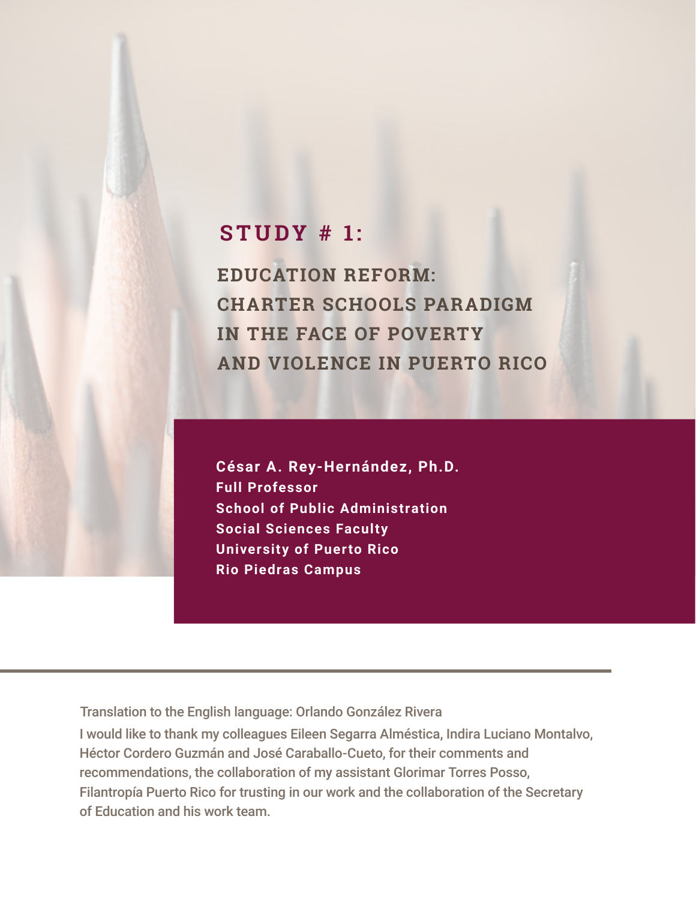# STUDY # 1:

## EDUCATION REFORM: CHARTER SCHOOLS PARADIGM IN THE FACE OF POVERTY AND VIOLENCE IN PUERTO RICO

**César A. Rey-Hernández, Ph.D.**
**Full Professor**
**School of Public Administration**
**Social Sciences Faculty**
**University of Puerto Rico**
**Rio Piedras Campus**

---

Translation to the English language: Orlando González Rivera

I would like to thank my colleagues Eileen Segarra Alméstica, Indira Luciano Montalvo, Héctor Cordero Guzmán and José Caraballo-Cueto, for their comments and recommendations, the collaboration of my assistant Glorimar Torres Posso, Filantropía Puerto Rico for trusting in our work and the collaboration of the Secretary of Education and his work team.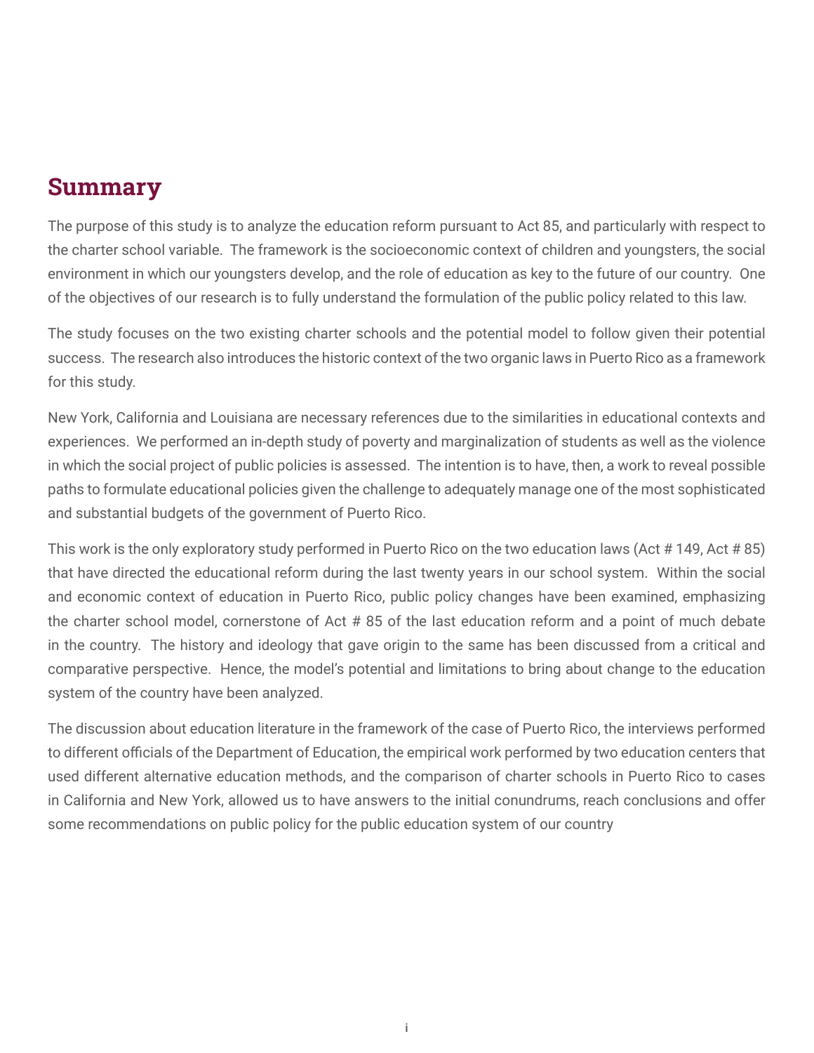## Summary

The purpose of this study is to analyze the education reform pursuant to Act 85, and particularly with respect to the charter school variable. The framework is the socioeconomic context of children and youngsters, the social environment in which our youngsters develop, and the role of education as key to the future of our country. One of the objectives of our research is to fully understand the formulation of the public policy related to this law.

The study focuses on the two existing charter schools and the potential model to follow given their potential success. The research also introduces the historic context of the two organic laws in Puerto Rico as a framework for this study.

New York, California and Louisiana are necessary references due to the similarities in educational contexts and experiences. We performed an in-depth study of poverty and marginalization of students as well as the violence in which the social project of public policies is assessed. The intention is to have, then, a work to reveal possible paths to formulate educational policies given the challenge to adequately manage one of the most sophisticated and substantial budgets of the government of Puerto Rico.

This work is the only exploratory study performed in Puerto Rico on the two education laws (Act # 149, Act # 85) that have directed the educational reform during the last twenty years in our school system. Within the social and economic context of education in Puerto Rico, public policy changes have been examined, emphasizing the charter school model, cornerstone of Act # 85 of the last education reform and a point of much debate in the country. The history and ideology that gave origin to the same has been discussed from a critical and comparative perspective. Hence, the model's potential and limitations to bring about change to the education system of the country have been analyzed.

The discussion about education literature in the framework of the case of Puerto Rico, the interviews performed to different officials of the Department of Education, the empirical work performed by two education centers that used different alternative education methods, and the comparison of charter schools in Puerto Rico to cases in California and New York, allowed us to have answers to the initial conundrums, reach conclusions and offer some recommendations on public policy for the public education system of our country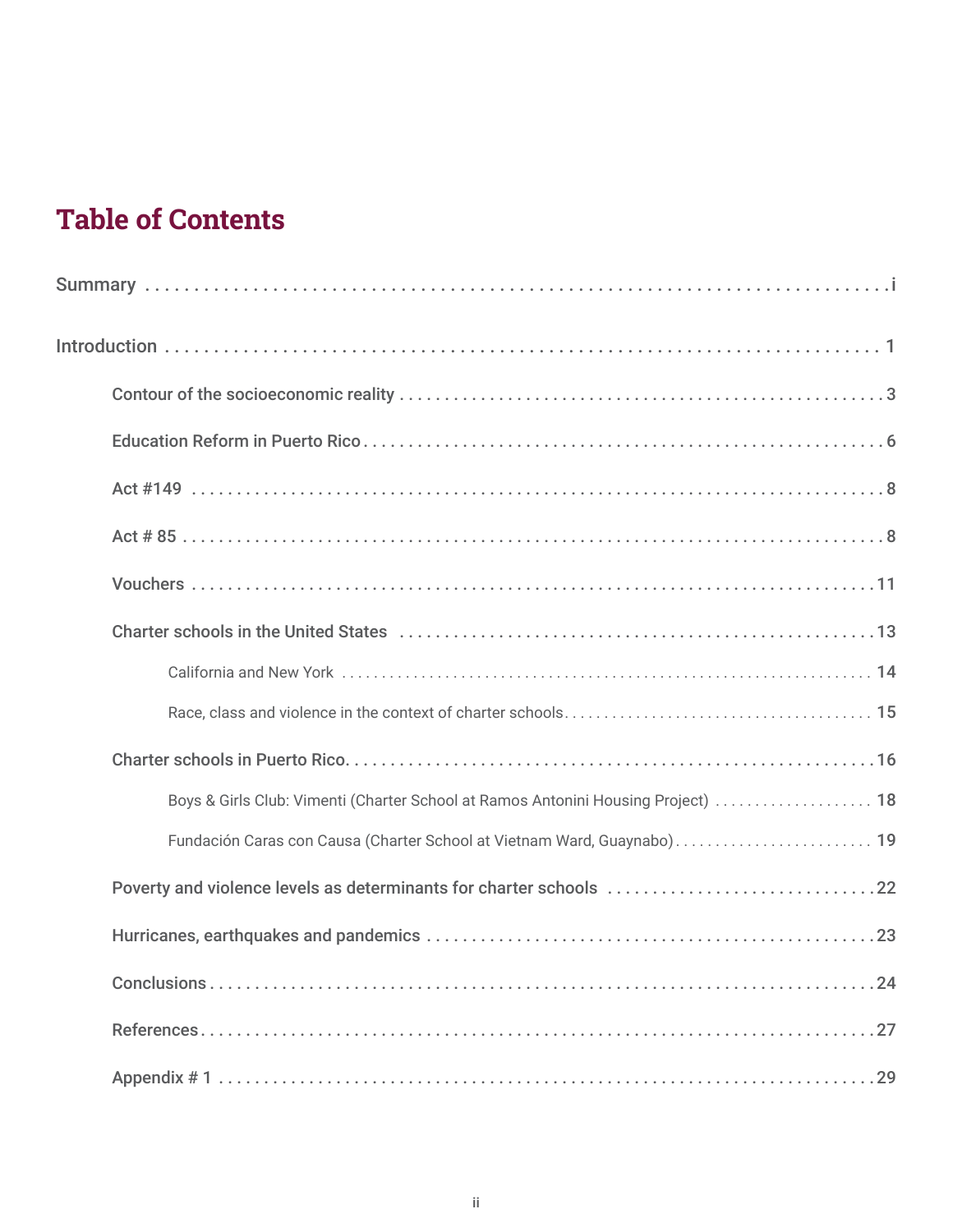# Table of Contents

Summary . . . . . . . . . . . . . . . . . . . . . . . . . . . . . . . . . . . . . . . . . . . . . . . . . . . . . . . . . . . . . . . . i

Introduction . . . . . . . . . . . . . . . . . . . . . . . . . . . . . . . . . . . . . . . . . . . . . . . . . . . . . . . . . . . . . . 1

- Contour of the socioeconomic reality . . . . . . . . . . . . . . . . . . . . . . . . . . . . . . . . . . . . . . . . . . 3
- Education Reform in Puerto Rico . . . . . . . . . . . . . . . . . . . . . . . . . . . . . . . . . . . . . . . . . . . . . 6
- Act #149 . . . . . . . . . . . . . . . . . . . . . . . . . . . . . . . . . . . . . . . . . . . . . . . . . . . . . . . . . . . . 8
- Act # 85 . . . . . . . . . . . . . . . . . . . . . . . . . . . . . . . . . . . . . . . . . . . . . . . . . . . . . . . . . . . . . 8
- Vouchers . . . . . . . . . . . . . . . . . . . . . . . . . . . . . . . . . . . . . . . . . . . . . . . . . . . . . . . . . . . . 11
- Charter schools in the United States . . . . . . . . . . . . . . . . . . . . . . . . . . . . . . . . . . . . . . . . . 13
  - California and New York . . . . . . . . . . . . . . . . . . . . . . . . . . . . . . . . . . . . . . . . . . . . . . . 14
  - Race, class and violence in the context of charter schools . . . . . . . . . . . . . . . . . . . . . . . . . 15
- Charter schools in Puerto Rico . . . . . . . . . . . . . . . . . . . . . . . . . . . . . . . . . . . . . . . . . . . . . 16
  - Boys & Girls Club: Vimenti (Charter School at Ramos Antonini Housing Project) . . . . . . . . . . 18
  - Fundación Caras con Causa (Charter School at Vietnam Ward, Guaynabo) . . . . . . . . . . . . . . 19
- Poverty and violence levels as determinants for charter schools . . . . . . . . . . . . . . . . . . . . . . 22
- Hurricanes, earthquakes and pandemics . . . . . . . . . . . . . . . . . . . . . . . . . . . . . . . . . . . . . . . 23
- Conclusions . . . . . . . . . . . . . . . . . . . . . . . . . . . . . . . . . . . . . . . . . . . . . . . . . . . . . . . . . . 24
- References . . . . . . . . . . . . . . . . . . . . . . . . . . . . . . . . . . . . . . . . . . . . . . . . . . . . . . . . . . 27
- Appendix # 1 . . . . . . . . . . . . . . . . . . . . . . . . . . . . . . . . . . . . . . . . . . . . . . . . . . . . . . . . . 29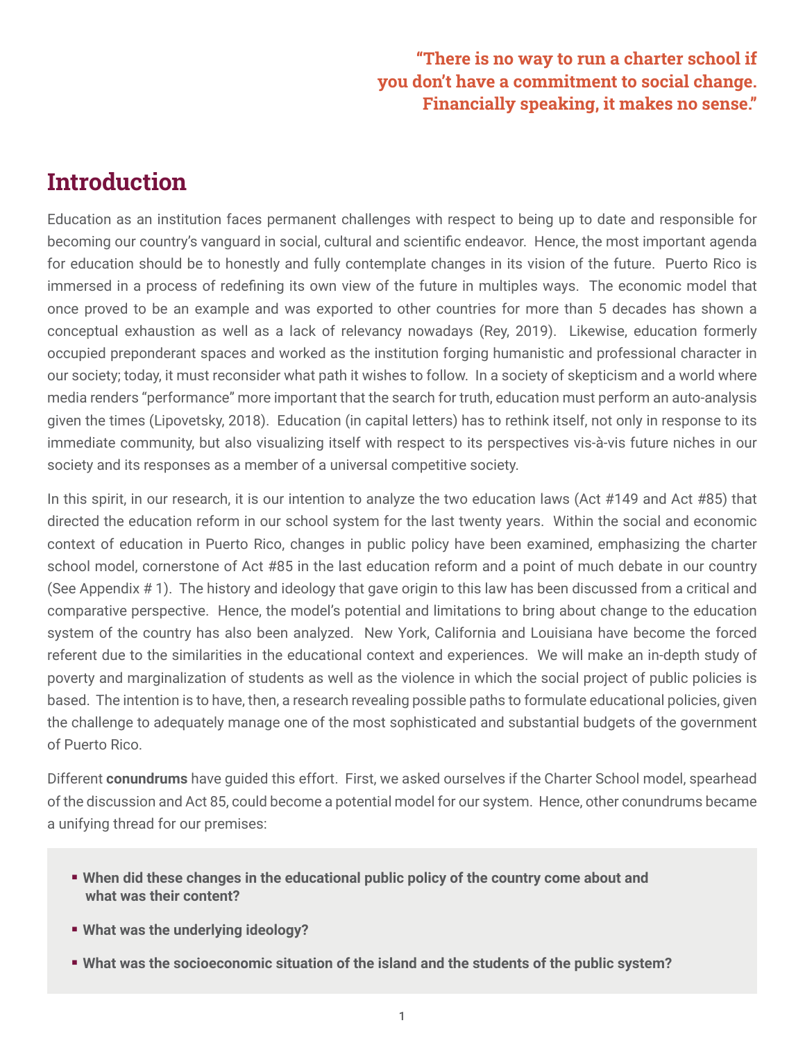**"There is no way to run a charter school if you don't have a commitment to social change. Financially speaking, it makes no sense."**

## Introduction

Education as an institution faces permanent challenges with respect to being up to date and responsible for becoming our country's vanguard in social, cultural and scientific endeavor. Hence, the most important agenda for education should be to honestly and fully contemplate changes in its vision of the future. Puerto Rico is immersed in a process of redefining its own view of the future in multiples ways. The economic model that once proved to be an example and was exported to other countries for more than 5 decades has shown a conceptual exhaustion as well as a lack of relevancy nowadays (Rey, 2019). Likewise, education formerly occupied preponderant spaces and worked as the institution forging humanistic and professional character in our society; today, it must reconsider what path it wishes to follow. In a society of skepticism and a world where media renders "performance" more important that the search for truth, education must perform an auto-analysis given the times (Lipovetsky, 2018). Education (in capital letters) has to rethink itself, not only in response to its immediate community, but also visualizing itself with respect to its perspectives vis-à-vis future niches in our society and its responses as a member of a universal competitive society.

In this spirit, in our research, it is our intention to analyze the two education laws (Act #149 and Act #85) that directed the education reform in our school system for the last twenty years. Within the social and economic context of education in Puerto Rico, changes in public policy have been examined, emphasizing the charter school model, cornerstone of Act #85 in the last education reform and a point of much debate in our country (See Appendix # 1). The history and ideology that gave origin to this law has been discussed from a critical and comparative perspective. Hence, the model's potential and limitations to bring about change to the education system of the country has also been analyzed. New York, California and Louisiana have become the forced referent due to the similarities in the educational context and experiences. We will make an in-depth study of poverty and marginalization of students as well as the violence in which the social project of public policies is based. The intention is to have, then, a research revealing possible paths to formulate educational policies, given the challenge to adequately manage one of the most sophisticated and substantial budgets of the government of Puerto Rico.

Different **conundrums** have guided this effort. First, we asked ourselves if the Charter School model, spearhead of the discussion and Act 85, could become a potential model for our system. Hence, other conundrums became a unifying thread for our premises:

- **When did these changes in the educational public policy of the country come about and what was their content?**
- **What was the underlying ideology?**
- **What was the socioeconomic situation of the island and the students of the public system?**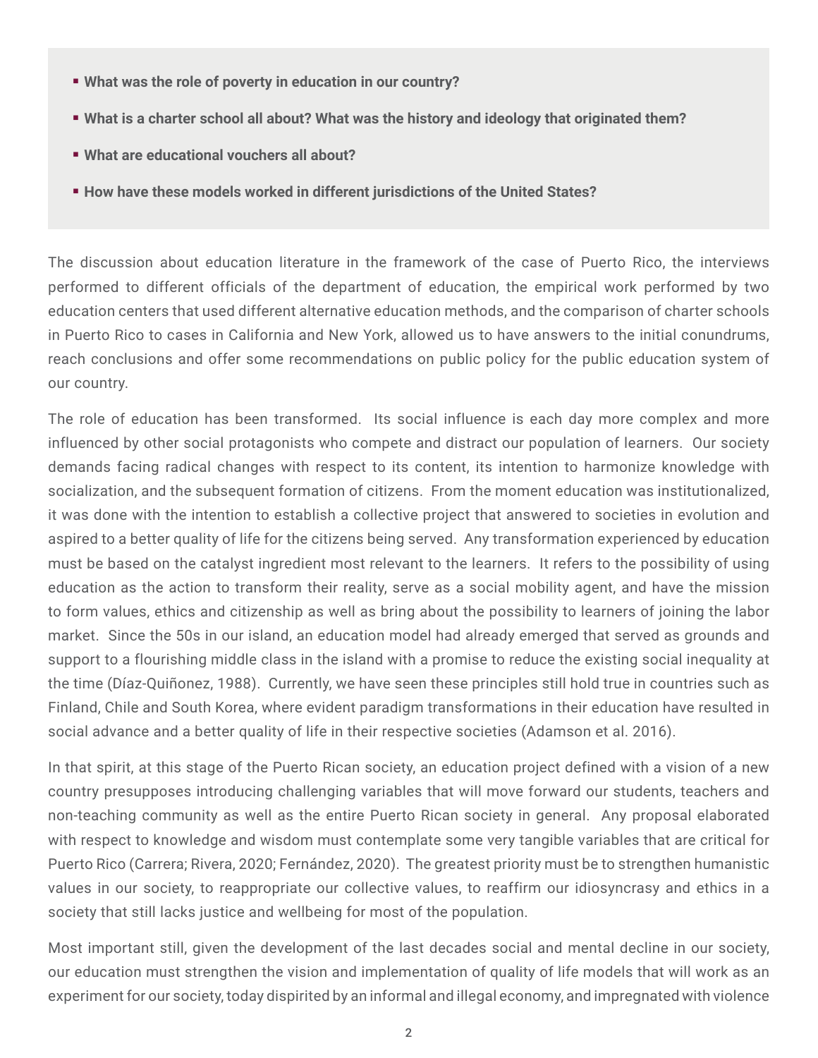- **What was the role of poverty in education in our country?**
- **What is a charter school all about? What was the history and ideology that originated them?**
- **What are educational vouchers all about?**
- **How have these models worked in different jurisdictions of the United States?**

The discussion about education literature in the framework of the case of Puerto Rico, the interviews performed to different officials of the department of education, the empirical work performed by two education centers that used different alternative education methods, and the comparison of charter schools in Puerto Rico to cases in California and New York, allowed us to have answers to the initial conundrums, reach conclusions and offer some recommendations on public policy for the public education system of our country.

The role of education has been transformed. Its social influence is each day more complex and more influenced by other social protagonists who compete and distract our population of learners. Our society demands facing radical changes with respect to its content, its intention to harmonize knowledge with socialization, and the subsequent formation of citizens. From the moment education was institutionalized, it was done with the intention to establish a collective project that answered to societies in evolution and aspired to a better quality of life for the citizens being served. Any transformation experienced by education must be based on the catalyst ingredient most relevant to the learners. It refers to the possibility of using education as the action to transform their reality, serve as a social mobility agent, and have the mission to form values, ethics and citizenship as well as bring about the possibility to learners of joining the labor market. Since the 50s in our island, an education model had already emerged that served as grounds and support to a flourishing middle class in the island with a promise to reduce the existing social inequality at the time (Díaz-Quiñonez, 1988). Currently, we have seen these principles still hold true in countries such as Finland, Chile and South Korea, where evident paradigm transformations in their education have resulted in social advance and a better quality of life in their respective societies (Adamson et al. 2016).

In that spirit, at this stage of the Puerto Rican society, an education project defined with a vision of a new country presupposes introducing challenging variables that will move forward our students, teachers and non-teaching community as well as the entire Puerto Rican society in general. Any proposal elaborated with respect to knowledge and wisdom must contemplate some very tangible variables that are critical for Puerto Rico (Carrera; Rivera, 2020; Fernández, 2020). The greatest priority must be to strengthen humanistic values in our society, to reappropriate our collective values, to reaffirm our idiosyncrasy and ethics in a society that still lacks justice and wellbeing for most of the population.

Most important still, given the development of the last decades social and mental decline in our society, our education must strengthen the vision and implementation of quality of life models that will work as an experiment for our society, today dispirited by an informal and illegal economy, and impregnated with violence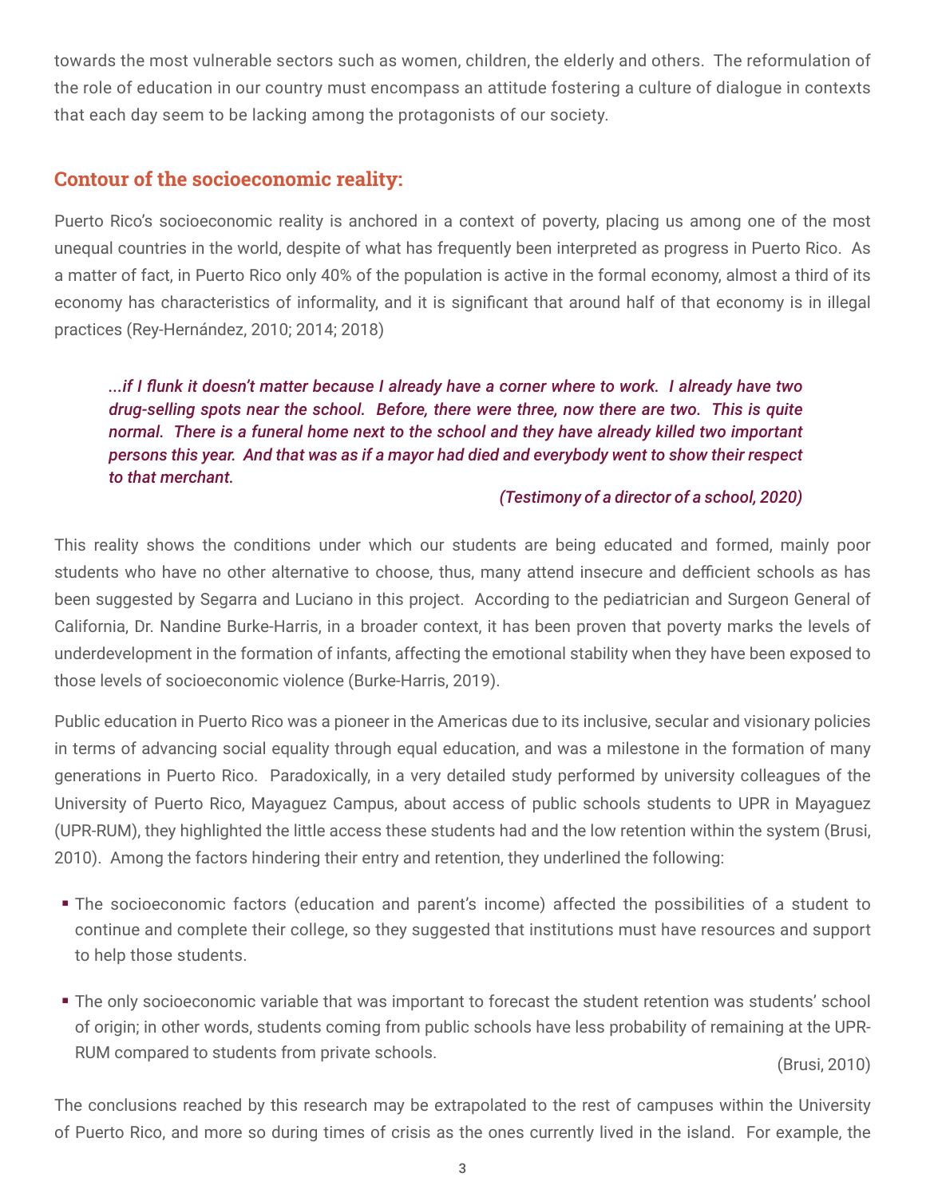towards the most vulnerable sectors such as women, children, the elderly and others. The reformulation of the role of education in our country must encompass an attitude fostering a culture of dialogue in contexts that each day seem to be lacking among the protagonists of our society.

## Contour of the socioeconomic reality:

Puerto Rico's socioeconomic reality is anchored in a context of poverty, placing us among one of the most unequal countries in the world, despite of what has frequently been interpreted as progress in Puerto Rico. As a matter of fact, in Puerto Rico only 40% of the population is active in the formal economy, almost a third of its economy has characteristics of informality, and it is significant that around half of that economy is in illegal practices (Rey-Hernández, 2010; 2014; 2018)

> ***...if I flunk it doesn't matter because I already have a corner where to work. I already have two drug-selling spots near the school. Before, there were three, now there are two. This is quite normal. There is a funeral home next to the school and they have already killed two important persons this year. And that was as if a mayor had died and everybody went to show their respect to that merchant.***
>
> ***(Testimony of a director of a school, 2020)***

This reality shows the conditions under which our students are being educated and formed, mainly poor students who have no other alternative to choose, thus, many attend insecure and defficient schools as has been suggested by Segarra and Luciano in this project. According to the pediatrician and Surgeon General of California, Dr. Nandine Burke-Harris, in a broader context, it has been proven that poverty marks the levels of underdevelopment in the formation of infants, affecting the emotional stability when they have been exposed to those levels of socioeconomic violence (Burke-Harris, 2019).

Public education in Puerto Rico was a pioneer in the Americas due to its inclusive, secular and visionary policies in terms of advancing social equality through equal education, and was a milestone in the formation of many generations in Puerto Rico. Paradoxically, in a very detailed study performed by university colleagues of the University of Puerto Rico, Mayaguez Campus, about access of public schools students to UPR in Mayaguez (UPR-RUM), they highlighted the little access these students had and the low retention within the system (Brusi, 2010). Among the factors hindering their entry and retention, they underlined the following:

- The socioeconomic factors (education and parent's income) affected the possibilities of a student to continue and complete their college, so they suggested that institutions must have resources and support to help those students.
- The only socioeconomic variable that was important to forecast the student retention was students' school of origin; in other words, students coming from public schools have less probability of remaining at the UPR-RUM compared to students from private schools.

(Brusi, 2010)

The conclusions reached by this research may be extrapolated to the rest of campuses within the University of Puerto Rico, and more so during times of crisis as the ones currently lived in the island. For example, the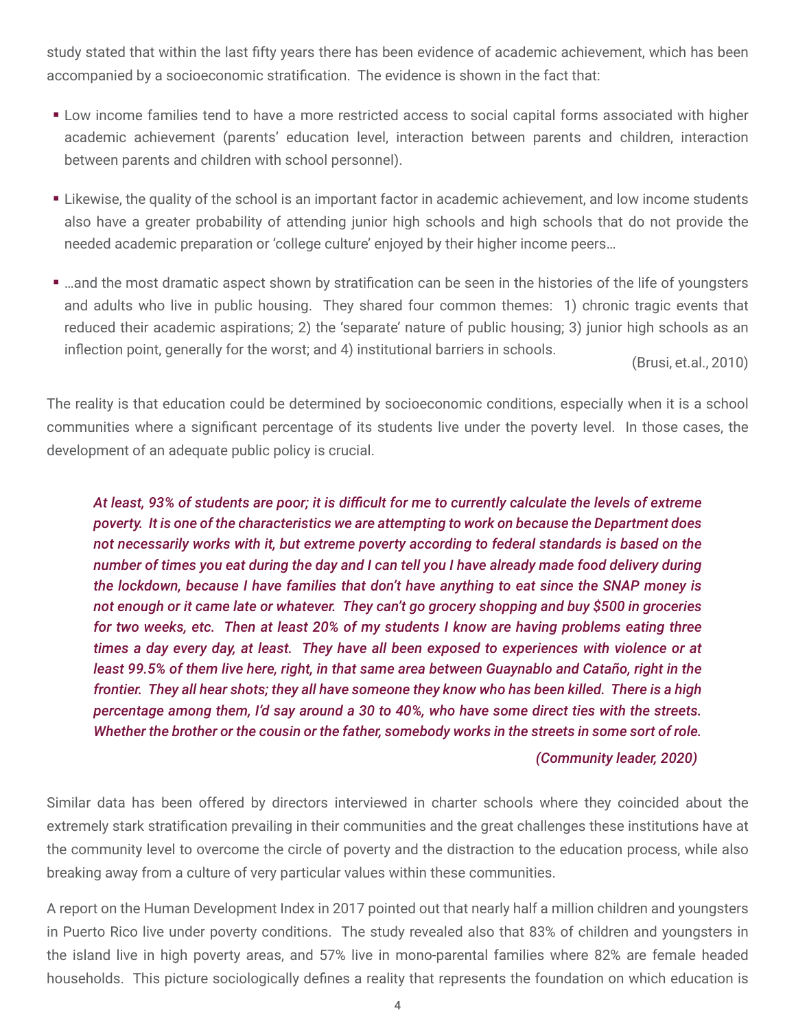study stated that within the last fifty years there has been evidence of academic achievement, which has been accompanied by a socioeconomic stratification. The evidence is shown in the fact that:

- Low income families tend to have a more restricted access to social capital forms associated with higher academic achievement (parents' education level, interaction between parents and children, interaction between parents and children with school personnel).
- Likewise, the quality of the school is an important factor in academic achievement, and low income students also have a greater probability of attending junior high schools and high schools that do not provide the needed academic preparation or 'college culture' enjoyed by their higher income peers…
- …and the most dramatic aspect shown by stratification can be seen in the histories of the life of youngsters and adults who live in public housing. They shared four common themes: 1) chronic tragic events that reduced their academic aspirations; 2) the 'separate' nature of public housing; 3) junior high schools as an inflection point, generally for the worst; and 4) institutional barriers in schools.

(Brusi, et.al., 2010)

The reality is that education could be determined by socioeconomic conditions, especially when it is a school communities where a significant percentage of its students live under the poverty level. In those cases, the development of an adequate public policy is crucial.

> ***At least, 93% of students are poor; it is difficult for me to currently calculate the levels of extreme poverty. It is one of the characteristics we are attempting to work on because the Department does not necessarily works with it, but extreme poverty according to federal standards is based on the number of times you eat during the day and I can tell you I have already made food delivery during the lockdown, because I have families that don't have anything to eat since the SNAP money is not enough or it came late or whatever. They can't go grocery shopping and buy $500 in groceries for two weeks, etc. Then at least 20% of my students I know are having problems eating three times a day every day, at least. They have all been exposed to experiences with violence or at least 99.5% of them live here, right, in that same area between Guaynablo and Cataño, right in the frontier. They all hear shots; they all have someone they know who has been killed. There is a high percentage among them, I'd say around a 30 to 40%, who have some direct ties with the streets. Whether the brother or the cousin or the father, somebody works in the streets in some sort of role.***
>
> ***(Community leader, 2020)***

Similar data has been offered by directors interviewed in charter schools where they coincided about the extremely stark stratification prevailing in their communities and the great challenges these institutions have at the community level to overcome the circle of poverty and the distraction to the education process, while also breaking away from a culture of very particular values within these communities.

A report on the Human Development Index in 2017 pointed out that nearly half a million children and youngsters in Puerto Rico live under poverty conditions. The study revealed also that 83% of children and youngsters in the island live in high poverty areas, and 57% live in mono-parental families where 82% are female headed households. This picture sociologically defines a reality that represents the foundation on which education is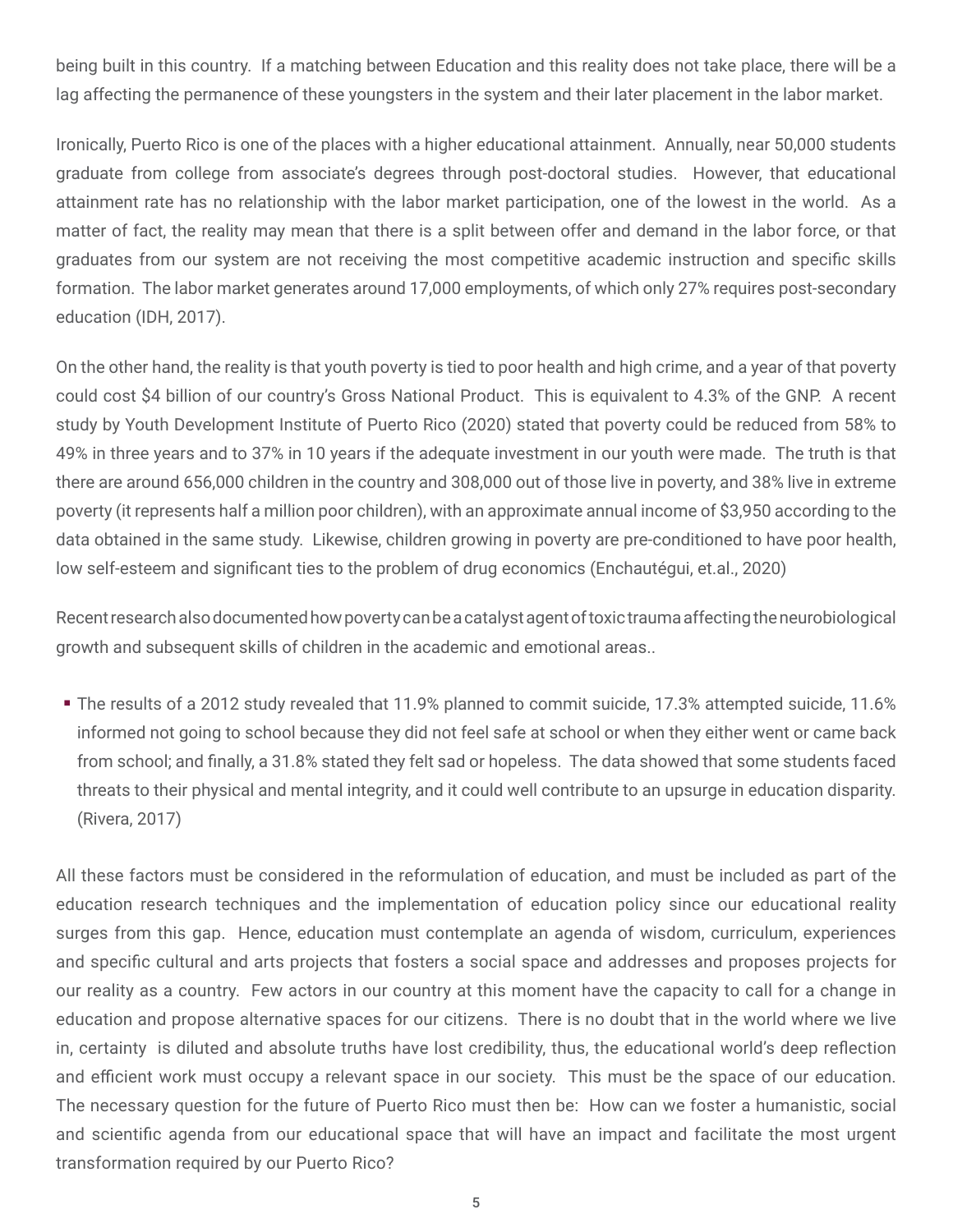being built in this country. If a matching between Education and this reality does not take place, there will be a lag affecting the permanence of these youngsters in the system and their later placement in the labor market.

Ironically, Puerto Rico is one of the places with a higher educational attainment. Annually, near 50,000 students graduate from college from associate's degrees through post-doctoral studies. However, that educational attainment rate has no relationship with the labor market participation, one of the lowest in the world. As a matter of fact, the reality may mean that there is a split between offer and demand in the labor force, or that graduates from our system are not receiving the most competitive academic instruction and specific skills formation. The labor market generates around 17,000 employments, of which only 27% requires post-secondary education (IDH, 2017).

On the other hand, the reality is that youth poverty is tied to poor health and high crime, and a year of that poverty could cost $4 billion of our country's Gross National Product. This is equivalent to 4.3% of the GNP. A recent study by Youth Development Institute of Puerto Rico (2020) stated that poverty could be reduced from 58% to 49% in three years and to 37% in 10 years if the adequate investment in our youth were made. The truth is that there are around 656,000 children in the country and 308,000 out of those live in poverty, and 38% live in extreme poverty (it represents half a million poor children), with an approximate annual income of $3,950 according to the data obtained in the same study. Likewise, children growing in poverty are pre-conditioned to have poor health, low self-esteem and significant ties to the problem of drug economics (Enchautégui, et.al., 2020)

Recent research also documented how poverty can be a catalyst agent of toxic trauma affecting the neurobiological growth and subsequent skills of children in the academic and emotional areas..

- The results of a 2012 study revealed that 11.9% planned to commit suicide, 17.3% attempted suicide, 11.6% informed not going to school because they did not feel safe at school or when they either went or came back from school; and finally, a 31.8% stated they felt sad or hopeless. The data showed that some students faced threats to their physical and mental integrity, and it could well contribute to an upsurge in education disparity. (Rivera, 2017)

All these factors must be considered in the reformulation of education, and must be included as part of the education research techniques and the implementation of education policy since our educational reality surges from this gap. Hence, education must contemplate an agenda of wisdom, curriculum, experiences and specific cultural and arts projects that fosters a social space and addresses and proposes projects for our reality as a country. Few actors in our country at this moment have the capacity to call for a change in education and propose alternative spaces for our citizens. There is no doubt that in the world where we live in, certainty is diluted and absolute truths have lost credibility, thus, the educational world's deep reflection and efficient work must occupy a relevant space in our society. This must be the space of our education. The necessary question for the future of Puerto Rico must then be: How can we foster a humanistic, social and scientific agenda from our educational space that will have an impact and facilitate the most urgent transformation required by our Puerto Rico?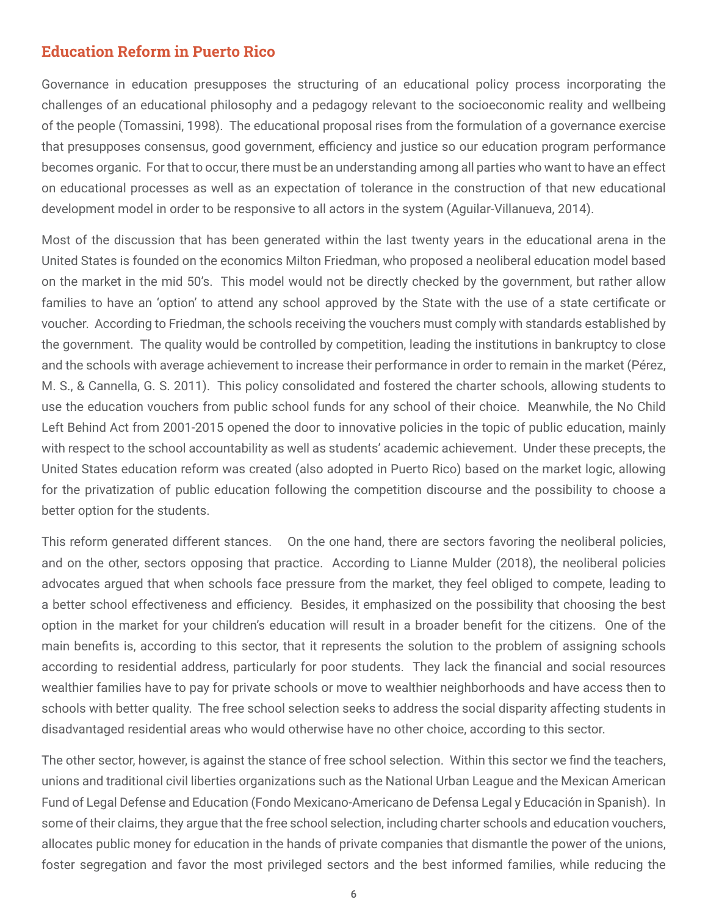## Education Reform in Puerto Rico

Governance in education presupposes the structuring of an educational policy process incorporating the challenges of an educational philosophy and a pedagogy relevant to the socioeconomic reality and wellbeing of the people (Tomassini, 1998). The educational proposal rises from the formulation of a governance exercise that presupposes consensus, good government, efficiency and justice so our education program performance becomes organic. For that to occur, there must be an understanding among all parties who want to have an effect on educational processes as well as an expectation of tolerance in the construction of that new educational development model in order to be responsive to all actors in the system (Aguilar-Villanueva, 2014).

Most of the discussion that has been generated within the last twenty years in the educational arena in the United States is founded on the economics Milton Friedman, who proposed a neoliberal education model based on the market in the mid 50's. This model would not be directly checked by the government, but rather allow families to have an 'option' to attend any school approved by the State with the use of a state certificate or voucher. According to Friedman, the schools receiving the vouchers must comply with standards established by the government. The quality would be controlled by competition, leading the institutions in bankruptcy to close and the schools with average achievement to increase their performance in order to remain in the market (Pérez, M. S., & Cannella, G. S. 2011). This policy consolidated and fostered the charter schools, allowing students to use the education vouchers from public school funds for any school of their choice. Meanwhile, the No Child Left Behind Act from 2001-2015 opened the door to innovative policies in the topic of public education, mainly with respect to the school accountability as well as students' academic achievement. Under these precepts, the United States education reform was created (also adopted in Puerto Rico) based on the market logic, allowing for the privatization of public education following the competition discourse and the possibility to choose a better option for the students.

This reform generated different stances. On the one hand, there are sectors favoring the neoliberal policies, and on the other, sectors opposing that practice. According to Lianne Mulder (2018), the neoliberal policies advocates argued that when schools face pressure from the market, they feel obliged to compete, leading to a better school effectiveness and efficiency. Besides, it emphasized on the possibility that choosing the best option in the market for your children's education will result in a broader benefit for the citizens. One of the main benefits is, according to this sector, that it represents the solution to the problem of assigning schools according to residential address, particularly for poor students. They lack the financial and social resources wealthier families have to pay for private schools or move to wealthier neighborhoods and have access then to schools with better quality. The free school selection seeks to address the social disparity affecting students in disadvantaged residential areas who would otherwise have no other choice, according to this sector.

The other sector, however, is against the stance of free school selection. Within this sector we find the teachers, unions and traditional civil liberties organizations such as the National Urban League and the Mexican American Fund of Legal Defense and Education (Fondo Mexicano-Americano de Defensa Legal y Educación in Spanish). In some of their claims, they argue that the free school selection, including charter schools and education vouchers, allocates public money for education in the hands of private companies that dismantle the power of the unions, foster segregation and favor the most privileged sectors and the best informed families, while reducing the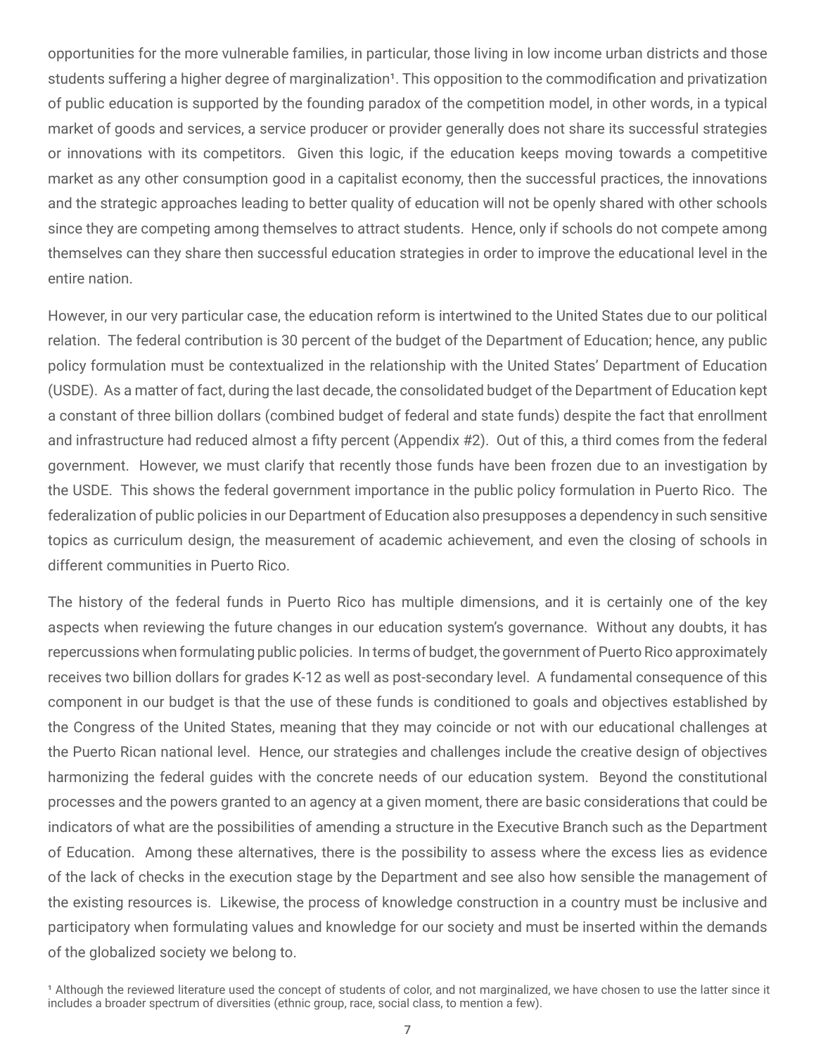opportunities for the more vulnerable families, in particular, those living in low income urban districts and those students suffering a higher degree of marginalization[1]. This opposition to the commodification and privatization of public education is supported by the founding paradox of the competition model, in other words, in a typical market of goods and services, a service producer or provider generally does not share its successful strategies or innovations with its competitors. Given this logic, if the education keeps moving towards a competitive market as any other consumption good in a capitalist economy, then the successful practices, the innovations and the strategic approaches leading to better quality of education will not be openly shared with other schools since they are competing among themselves to attract students. Hence, only if schools do not compete among themselves can they share then successful education strategies in order to improve the educational level in the entire nation.

However, in our very particular case, the education reform is intertwined to the United States due to our political relation. The federal contribution is 30 percent of the budget of the Department of Education; hence, any public policy formulation must be contextualized in the relationship with the United States' Department of Education (USDE). As a matter of fact, during the last decade, the consolidated budget of the Department of Education kept a constant of three billion dollars (combined budget of federal and state funds) despite the fact that enrollment and infrastructure had reduced almost a fifty percent (Appendix #2). Out of this, a third comes from the federal government. However, we must clarify that recently those funds have been frozen due to an investigation by the USDE. This shows the federal government importance in the public policy formulation in Puerto Rico. The federalization of public policies in our Department of Education also presupposes a dependency in such sensitive topics as curriculum design, the measurement of academic achievement, and even the closing of schools in different communities in Puerto Rico.

The history of the federal funds in Puerto Rico has multiple dimensions, and it is certainly one of the key aspects when reviewing the future changes in our education system's governance. Without any doubts, it has repercussions when formulating public policies. In terms of budget, the government of Puerto Rico approximately receives two billion dollars for grades K-12 as well as post-secondary level. A fundamental consequence of this component in our budget is that the use of these funds is conditioned to goals and objectives established by the Congress of the United States, meaning that they may coincide or not with our educational challenges at the Puerto Rican national level. Hence, our strategies and challenges include the creative design of objectives harmonizing the federal guides with the concrete needs of our education system. Beyond the constitutional processes and the powers granted to an agency at a given moment, there are basic considerations that could be indicators of what are the possibilities of amending a structure in the Executive Branch such as the Department of Education. Among these alternatives, there is the possibility to assess where the excess lies as evidence of the lack of checks in the execution stage by the Department and see also how sensible the management of the existing resources is. Likewise, the process of knowledge construction in a country must be inclusive and participatory when formulating values and knowledge for our society and must be inserted within the demands of the globalized society we belong to.

[1] Although the reviewed literature used the concept of students of color, and not marginalized, we have chosen to use the latter since it includes a broader spectrum of diversities (ethnic group, race, social class, to mention a few).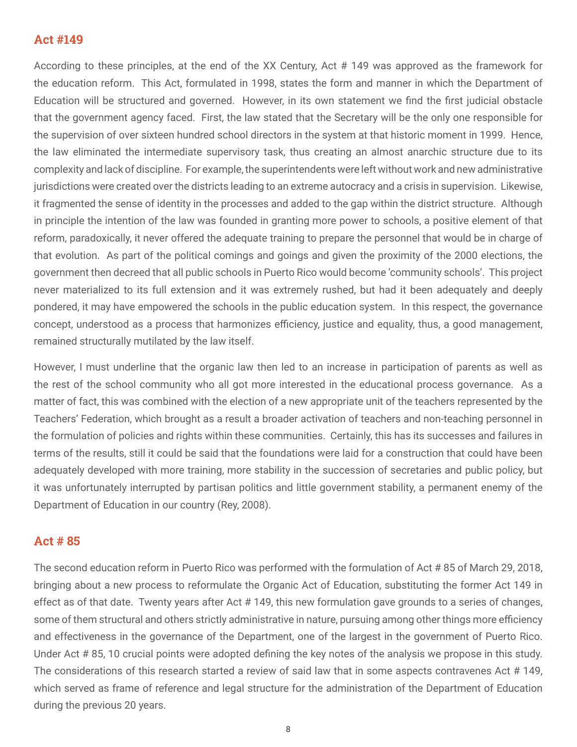## Act #149

According to these principles, at the end of the XX Century, Act # 149 was approved as the framework for the education reform. This Act, formulated in 1998, states the form and manner in which the Department of Education will be structured and governed. However, in its own statement we find the first judicial obstacle that the government agency faced. First, the law stated that the Secretary will be the only one responsible for the supervision of over sixteen hundred school directors in the system at that historic moment in 1999. Hence, the law eliminated the intermediate supervisory task, thus creating an almost anarchic structure due to its complexity and lack of discipline. For example, the superintendents were left without work and new administrative jurisdictions were created over the districts leading to an extreme autocracy and a crisis in supervision. Likewise, it fragmented the sense of identity in the processes and added to the gap within the district structure. Although in principle the intention of the law was founded in granting more power to schools, a positive element of that reform, paradoxically, it never offered the adequate training to prepare the personnel that would be in charge of that evolution. As part of the political comings and goings and given the proximity of the 2000 elections, the government then decreed that all public schools in Puerto Rico would become 'community schools'. This project never materialized to its full extension and it was extremely rushed, but had it been adequately and deeply pondered, it may have empowered the schools in the public education system. In this respect, the governance concept, understood as a process that harmonizes efficiency, justice and equality, thus, a good management, remained structurally mutilated by the law itself.

However, I must underline that the organic law then led to an increase in participation of parents as well as the rest of the school community who all got more interested in the educational process governance. As a matter of fact, this was combined with the election of a new appropriate unit of the teachers represented by the Teachers' Federation, which brought as a result a broader activation of teachers and non-teaching personnel in the formulation of policies and rights within these communities. Certainly, this has its successes and failures in terms of the results, still it could be said that the foundations were laid for a construction that could have been adequately developed with more training, more stability in the succession of secretaries and public policy, but it was unfortunately interrupted by partisan politics and little government stability, a permanent enemy of the Department of Education in our country (Rey, 2008).

## Act # 85

The second education reform in Puerto Rico was performed with the formulation of Act # 85 of March 29, 2018, bringing about a new process to reformulate the Organic Act of Education, substituting the former Act 149 in effect as of that date. Twenty years after Act # 149, this new formulation gave grounds to a series of changes, some of them structural and others strictly administrative in nature, pursuing among other things more efficiency and effectiveness in the governance of the Department, one of the largest in the government of Puerto Rico. Under Act # 85, 10 crucial points were adopted defining the key notes of the analysis we propose in this study. The considerations of this research started a review of said law that in some aspects contravenes Act # 149, which served as frame of reference and legal structure for the administration of the Department of Education during the previous 20 years.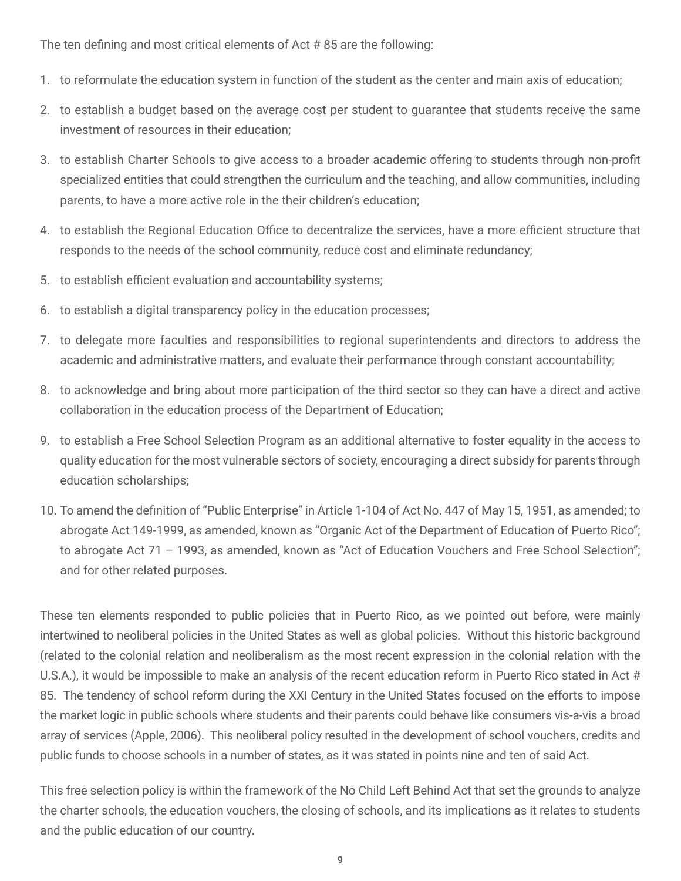The ten defining and most critical elements of Act # 85 are the following:

1. to reformulate the education system in function of the student as the center and main axis of education;
2. to establish a budget based on the average cost per student to guarantee that students receive the same investment of resources in their education;
3. to establish Charter Schools to give access to a broader academic offering to students through non-profit specialized entities that could strengthen the curriculum and the teaching, and allow communities, including parents, to have a more active role in the their children's education;
4. to establish the Regional Education Office to decentralize the services, have a more efficient structure that responds to the needs of the school community, reduce cost and eliminate redundancy;
5. to establish efficient evaluation and accountability systems;
6. to establish a digital transparency policy in the education processes;
7. to delegate more faculties and responsibilities to regional superintendents and directors to address the academic and administrative matters, and evaluate their performance through constant accountability;
8. to acknowledge and bring about more participation of the third sector so they can have a direct and active collaboration in the education process of the Department of Education;
9. to establish a Free School Selection Program as an additional alternative to foster equality in the access to quality education for the most vulnerable sectors of society, encouraging a direct subsidy for parents through education scholarships;
10. To amend the definition of "Public Enterprise" in Article 1-104 of Act No. 447 of May 15, 1951, as amended; to abrogate Act 149-1999, as amended, known as "Organic Act of the Department of Education of Puerto Rico"; to abrogate Act 71 – 1993, as amended, known as "Act of Education Vouchers and Free School Selection"; and for other related purposes.

These ten elements responded to public policies that in Puerto Rico, as we pointed out before, were mainly intertwined to neoliberal policies in the United States as well as global policies. Without this historic background (related to the colonial relation and neoliberalism as the most recent expression in the colonial relation with the U.S.A.), it would be impossible to make an analysis of the recent education reform in Puerto Rico stated in Act # 85. The tendency of school reform during the XXI Century in the United States focused on the efforts to impose the market logic in public schools where students and their parents could behave like consumers vis-a-vis a broad array of services (Apple, 2006). This neoliberal policy resulted in the development of school vouchers, credits and public funds to choose schools in a number of states, as it was stated in points nine and ten of said Act.

This free selection policy is within the framework of the No Child Left Behind Act that set the grounds to analyze the charter schools, the education vouchers, the closing of schools, and its implications as it relates to students and the public education of our country.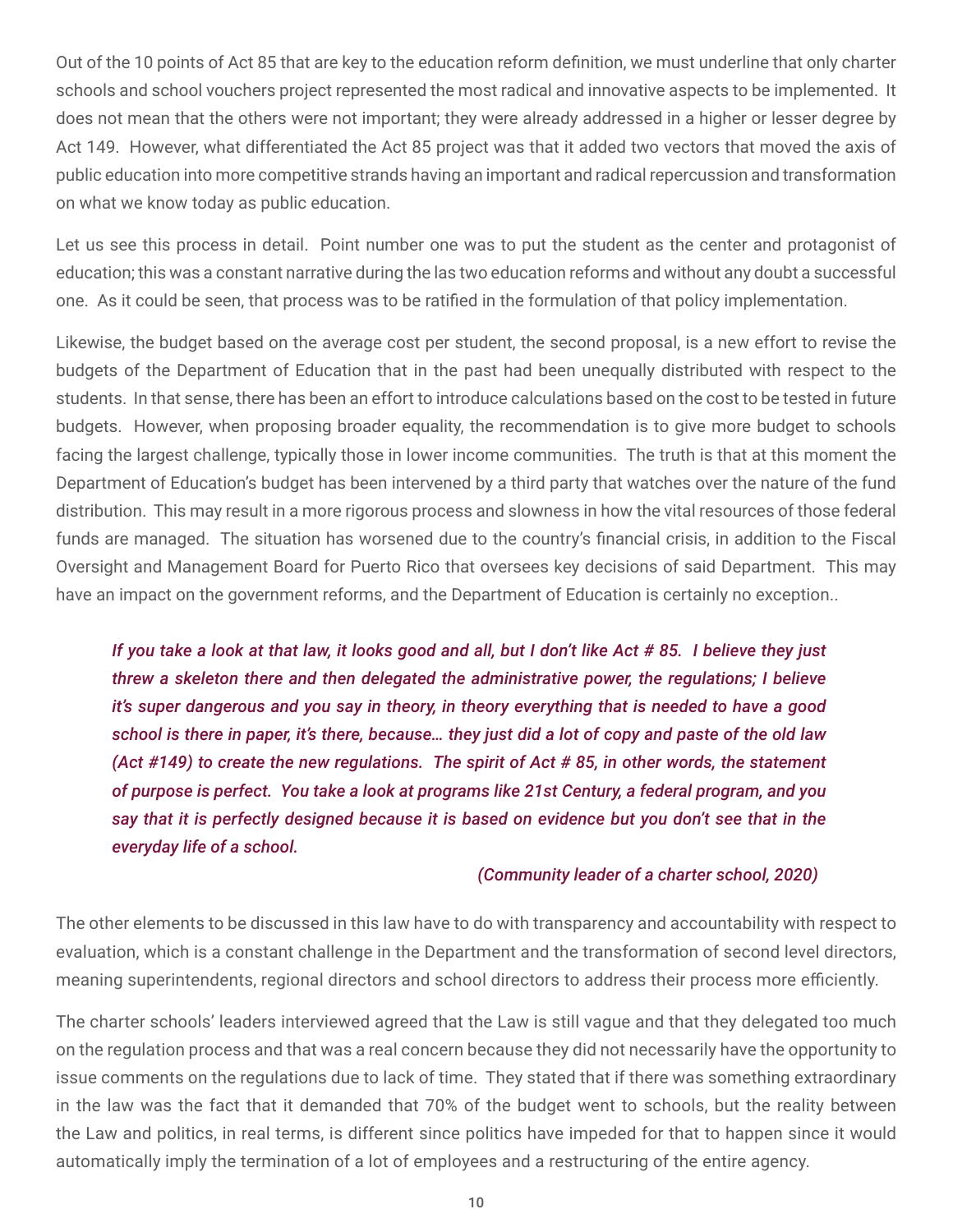Out of the 10 points of Act 85 that are key to the education reform definition, we must underline that only charter schools and school vouchers project represented the most radical and innovative aspects to be implemented. It does not mean that the others were not important; they were already addressed in a higher or lesser degree by Act 149. However, what differentiated the Act 85 project was that it added two vectors that moved the axis of public education into more competitive strands having an important and radical repercussion and transformation on what we know today as public education.

Let us see this process in detail. Point number one was to put the student as the center and protagonist of education; this was a constant narrative during the las two education reforms and without any doubt a successful one. As it could be seen, that process was to be ratified in the formulation of that policy implementation.

Likewise, the budget based on the average cost per student, the second proposal, is a new effort to revise the budgets of the Department of Education that in the past had been unequally distributed with respect to the students. In that sense, there has been an effort to introduce calculations based on the cost to be tested in future budgets. However, when proposing broader equality, the recommendation is to give more budget to schools facing the largest challenge, typically those in lower income communities. The truth is that at this moment the Department of Education's budget has been intervened by a third party that watches over the nature of the fund distribution. This may result in a more rigorous process and slowness in how the vital resources of those federal funds are managed. The situation has worsened due to the country's financial crisis, in addition to the Fiscal Oversight and Management Board for Puerto Rico that oversees key decisions of said Department. This may have an impact on the government reforms, and the Department of Education is certainly no exception..

> ***If you take a look at that law, it looks good and all, but I don't like Act # 85. I believe they just threw a skeleton there and then delegated the administrative power, the regulations; I believe it's super dangerous and you say in theory, in theory everything that is needed to have a good school is there in paper, it's there, because… they just did a lot of copy and paste of the old law (Act #149) to create the new regulations. The spirit of Act # 85, in other words, the statement of purpose is perfect. You take a look at programs like 21st Century, a federal program, and you say that it is perfectly designed because it is based on evidence but you don't see that in the everyday life of a school.***
>
> ***(Community leader of a charter school, 2020)***

The other elements to be discussed in this law have to do with transparency and accountability with respect to evaluation, which is a constant challenge in the Department and the transformation of second level directors, meaning superintendents, regional directors and school directors to address their process more efficiently.

The charter schools' leaders interviewed agreed that the Law is still vague and that they delegated too much on the regulation process and that was a real concern because they did not necessarily have the opportunity to issue comments on the regulations due to lack of time. They stated that if there was something extraordinary in the law was the fact that it demanded that 70% of the budget went to schools, but the reality between the Law and politics, in real terms, is different since politics have impeded for that to happen since it would automatically imply the termination of a lot of employees and a restructuring of the entire agency.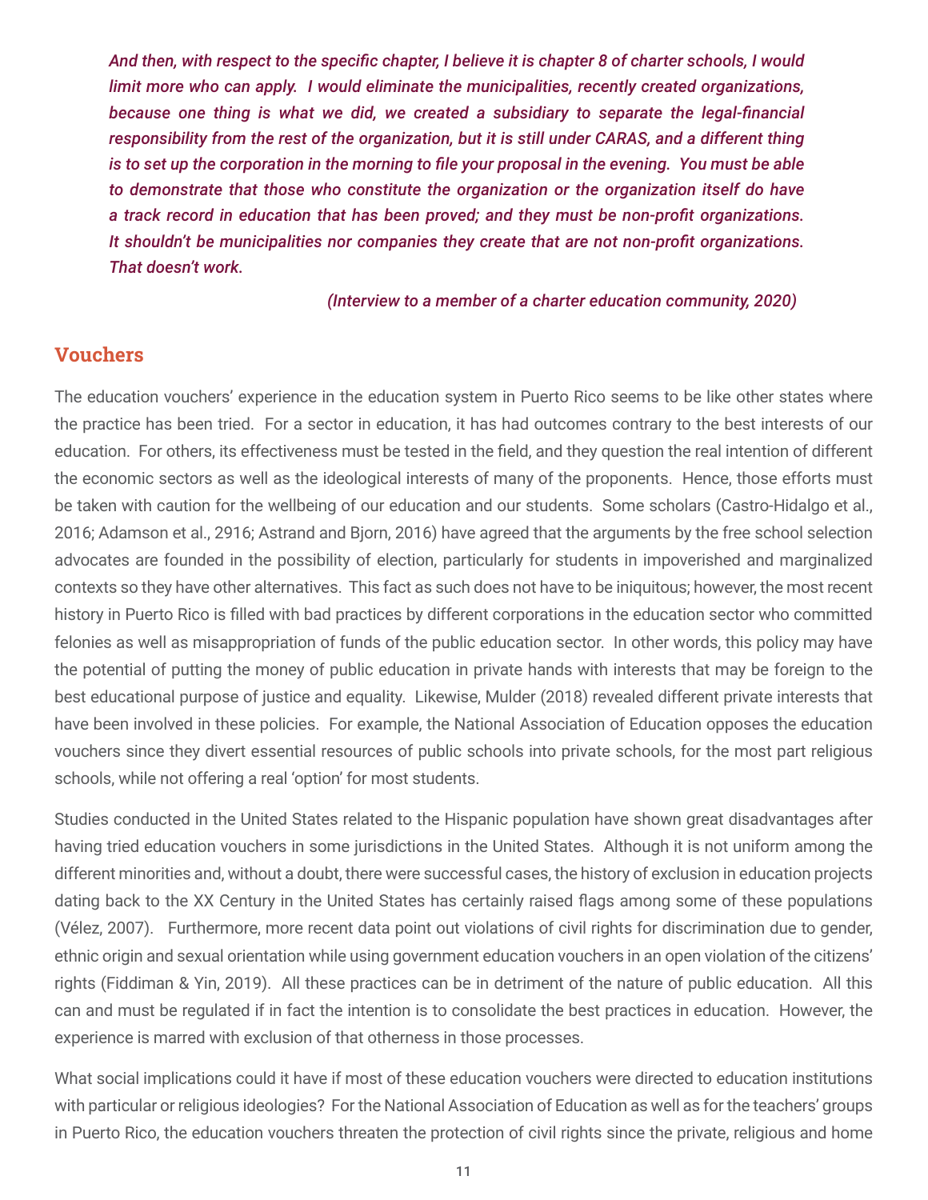*And then, with respect to the specific chapter, I believe it is chapter 8 of charter schools, I would limit more who can apply. I would eliminate the municipalities, recently created organizations, because one thing is what we did, we created a subsidiary to separate the legal-financial responsibility from the rest of the organization, but it is still under CARAS, and a different thing is to set up the corporation in the morning to file your proposal in the evening. You must be able to demonstrate that those who constitute the organization or the organization itself do have a track record in education that has been proved; and they must be non-profit organizations. It shouldn't be municipalities nor companies they create that are not non-profit organizations. That doesn't work.*

*(Interview to a member of a charter education community, 2020)*

## Vouchers

The education vouchers' experience in the education system in Puerto Rico seems to be like other states where the practice has been tried. For a sector in education, it has had outcomes contrary to the best interests of our education. For others, its effectiveness must be tested in the field, and they question the real intention of different the economic sectors as well as the ideological interests of many of the proponents. Hence, those efforts must be taken with caution for the wellbeing of our education and our students. Some scholars (Castro-Hidalgo et al., 2016; Adamson et al., 2916; Astrand and Bjorn, 2016) have agreed that the arguments by the free school selection advocates are founded in the possibility of election, particularly for students in impoverished and marginalized contexts so they have other alternatives. This fact as such does not have to be iniquitous; however, the most recent history in Puerto Rico is filled with bad practices by different corporations in the education sector who committed felonies as well as misappropriation of funds of the public education sector. In other words, this policy may have the potential of putting the money of public education in private hands with interests that may be foreign to the best educational purpose of justice and equality. Likewise, Mulder (2018) revealed different private interests that have been involved in these policies. For example, the National Association of Education opposes the education vouchers since they divert essential resources of public schools into private schools, for the most part religious schools, while not offering a real 'option' for most students.

Studies conducted in the United States related to the Hispanic population have shown great disadvantages after having tried education vouchers in some jurisdictions in the United States. Although it is not uniform among the different minorities and, without a doubt, there were successful cases, the history of exclusion in education projects dating back to the XX Century in the United States has certainly raised flags among some of these populations (Vélez, 2007). Furthermore, more recent data point out violations of civil rights for discrimination due to gender, ethnic origin and sexual orientation while using government education vouchers in an open violation of the citizens' rights (Fiddiman & Yin, 2019). All these practices can be in detriment of the nature of public education. All this can and must be regulated if in fact the intention is to consolidate the best practices in education. However, the experience is marred with exclusion of that otherness in those processes.

What social implications could it have if most of these education vouchers were directed to education institutions with particular or religious ideologies? For the National Association of Education as well as for the teachers' groups in Puerto Rico, the education vouchers threaten the protection of civil rights since the private, religious and home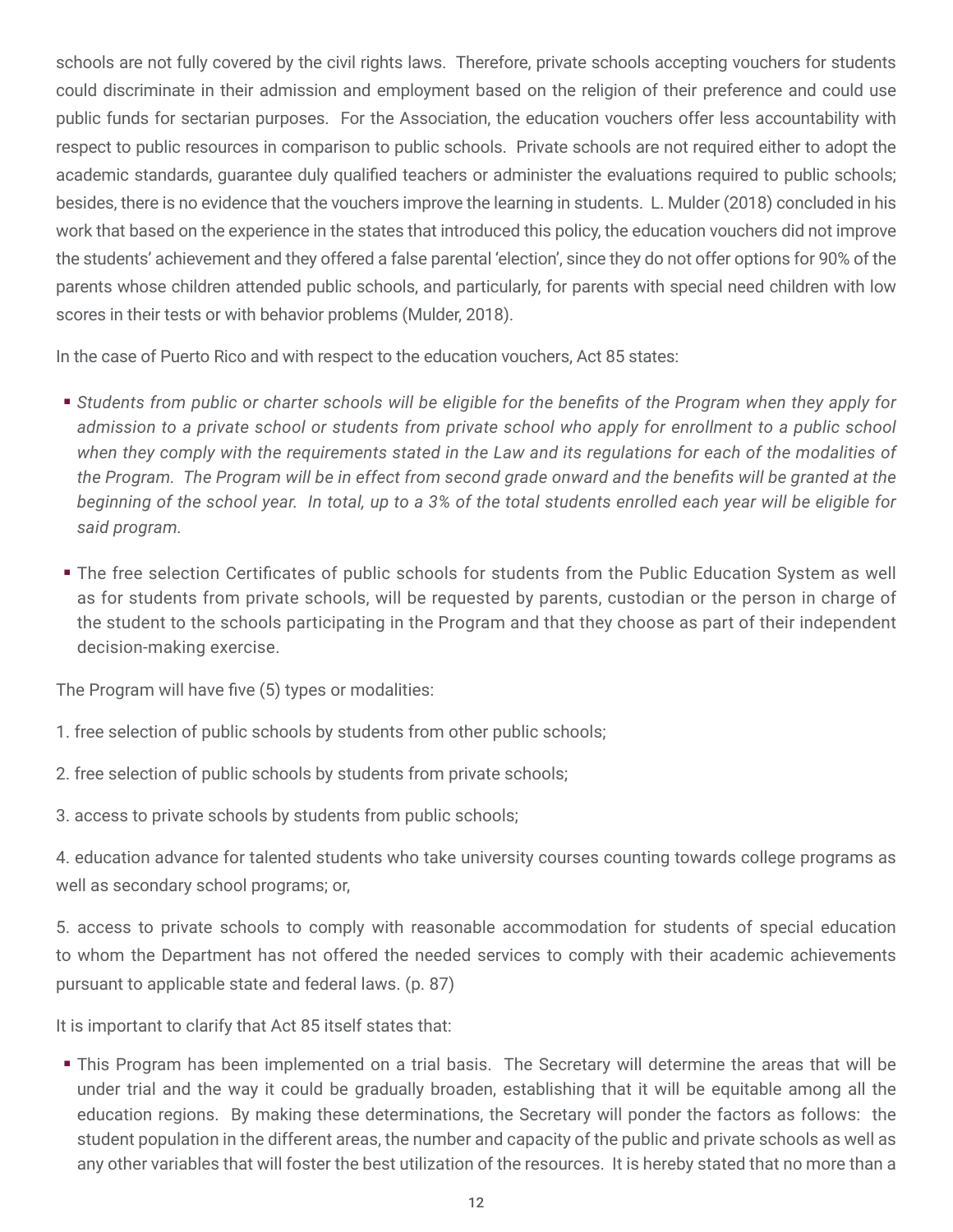schools are not fully covered by the civil rights laws. Therefore, private schools accepting vouchers for students could discriminate in their admission and employment based on the religion of their preference and could use public funds for sectarian purposes. For the Association, the education vouchers offer less accountability with respect to public resources in comparison to public schools. Private schools are not required either to adopt the academic standards, guarantee duly qualified teachers or administer the evaluations required to public schools; besides, there is no evidence that the vouchers improve the learning in students. L. Mulder (2018) concluded in his work that based on the experience in the states that introduced this policy, the education vouchers did not improve the students' achievement and they offered a false parental 'election', since they do not offer options for 90% of the parents whose children attended public schools, and particularly, for parents with special need children with low scores in their tests or with behavior problems (Mulder, 2018).

In the case of Puerto Rico and with respect to the education vouchers, Act 85 states:

- *Students from public or charter schools will be eligible for the benefits of the Program when they apply for admission to a private school or students from private school who apply for enrollment to a public school when they comply with the requirements stated in the Law and its regulations for each of the modalities of the Program. The Program will be in effect from second grade onward and the benefits will be granted at the beginning of the school year. In total, up to a 3% of the total students enrolled each year will be eligible for said program.*

- The free selection Certificates of public schools for students from the Public Education System as well as for students from private schools, will be requested by parents, custodian or the person in charge of the student to the schools participating in the Program and that they choose as part of their independent decision-making exercise.

The Program will have five (5) types or modalities:

1. free selection of public schools by students from other public schools;

2. free selection of public schools by students from private schools;

3. access to private schools by students from public schools;

4. education advance for talented students who take university courses counting towards college programs as well as secondary school programs; or,

5. access to private schools to comply with reasonable accommodation for students of special education to whom the Department has not offered the needed services to comply with their academic achievements pursuant to applicable state and federal laws. (p. 87)

It is important to clarify that Act 85 itself states that:

- This Program has been implemented on a trial basis. The Secretary will determine the areas that will be under trial and the way it could be gradually broaden, establishing that it will be equitable among all the education regions. By making these determinations, the Secretary will ponder the factors as follows: the student population in the different areas, the number and capacity of the public and private schools as well as any other variables that will foster the best utilization of the resources. It is hereby stated that no more than a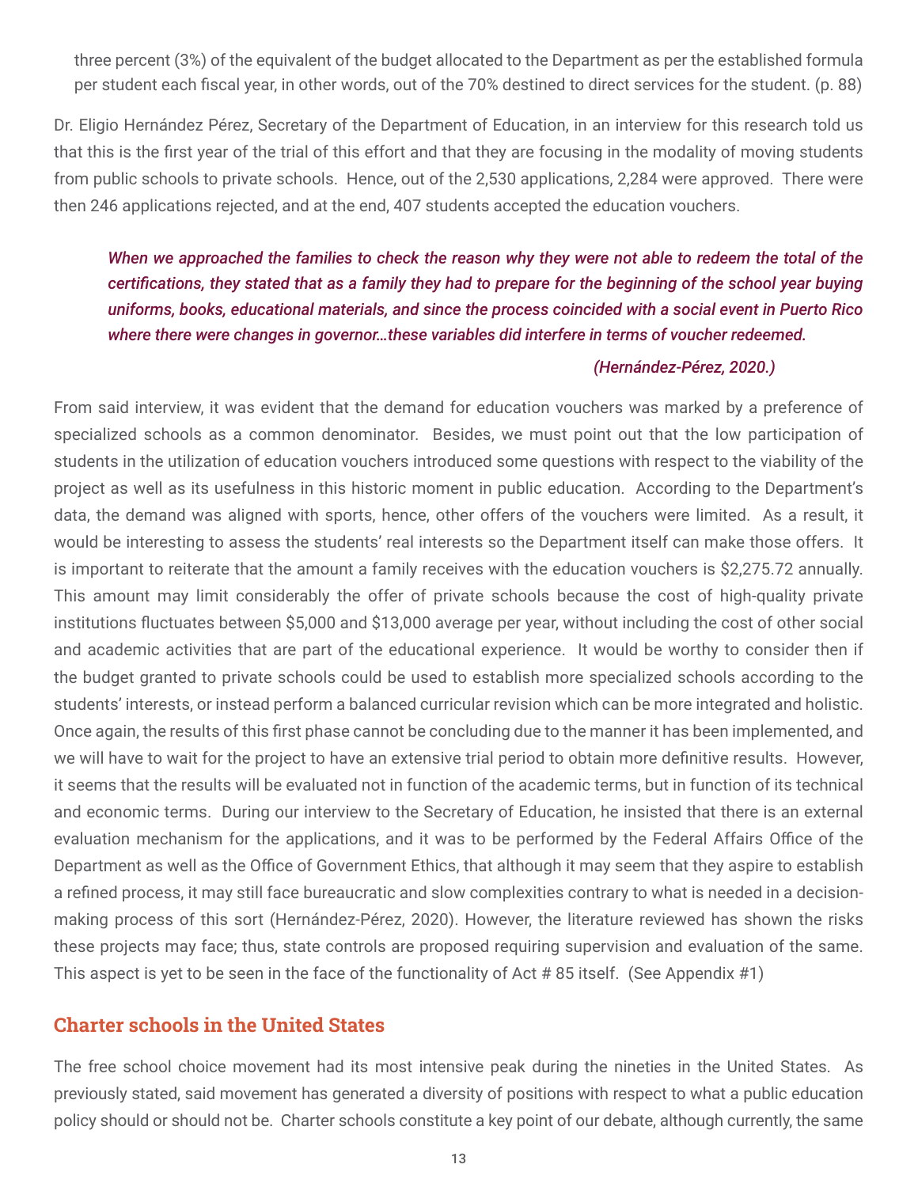three percent (3%) of the equivalent of the budget allocated to the Department as per the established formula per student each fiscal year, in other words, out of the 70% destined to direct services for the student. (p. 88)

Dr. Eligio Hernández Pérez, Secretary of the Department of Education, in an interview for this research told us that this is the first year of the trial of this effort and that they are focusing in the modality of moving students from public schools to private schools. Hence, out of the 2,530 applications, 2,284 were approved. There were then 246 applications rejected, and at the end, 407 students accepted the education vouchers.

> ***When we approached the families to check the reason why they were not able to redeem the total of the certifications, they stated that as a family they had to prepare for the beginning of the school year buying uniforms, books, educational materials, and since the process coincided with a social event in Puerto Rico where there were changes in governor…these variables did interfere in terms of voucher redeemed.***
>
> ***(Hernández-Pérez, 2020.)***

From said interview, it was evident that the demand for education vouchers was marked by a preference of specialized schools as a common denominator. Besides, we must point out that the low participation of students in the utilization of education vouchers introduced some questions with respect to the viability of the project as well as its usefulness in this historic moment in public education. According to the Department's data, the demand was aligned with sports, hence, other offers of the vouchers were limited. As a result, it would be interesting to assess the students' real interests so the Department itself can make those offers. It is important to reiterate that the amount a family receives with the education vouchers is $2,275.72 annually. This amount may limit considerably the offer of private schools because the cost of high-quality private institutions fluctuates between $5,000 and $13,000 average per year, without including the cost of other social and academic activities that are part of the educational experience. It would be worthy to consider then if the budget granted to private schools could be used to establish more specialized schools according to the students' interests, or instead perform a balanced curricular revision which can be more integrated and holistic. Once again, the results of this first phase cannot be concluding due to the manner it has been implemented, and we will have to wait for the project to have an extensive trial period to obtain more definitive results. However, it seems that the results will be evaluated not in function of the academic terms, but in function of its technical and economic terms. During our interview to the Secretary of Education, he insisted that there is an external evaluation mechanism for the applications, and it was to be performed by the Federal Affairs Office of the Department as well as the Office of Government Ethics, that although it may seem that they aspire to establish a refined process, it may still face bureaucratic and slow complexities contrary to what is needed in a decision-making process of this sort (Hernández-Pérez, 2020). However, the literature reviewed has shown the risks these projects may face; thus, state controls are proposed requiring supervision and evaluation of the same. This aspect is yet to be seen in the face of the functionality of Act # 85 itself. (See Appendix #1)

## Charter schools in the United States

The free school choice movement had its most intensive peak during the nineties in the United States. As previously stated, said movement has generated a diversity of positions with respect to what a public education policy should or should not be. Charter schools constitute a key point of our debate, although currently, the same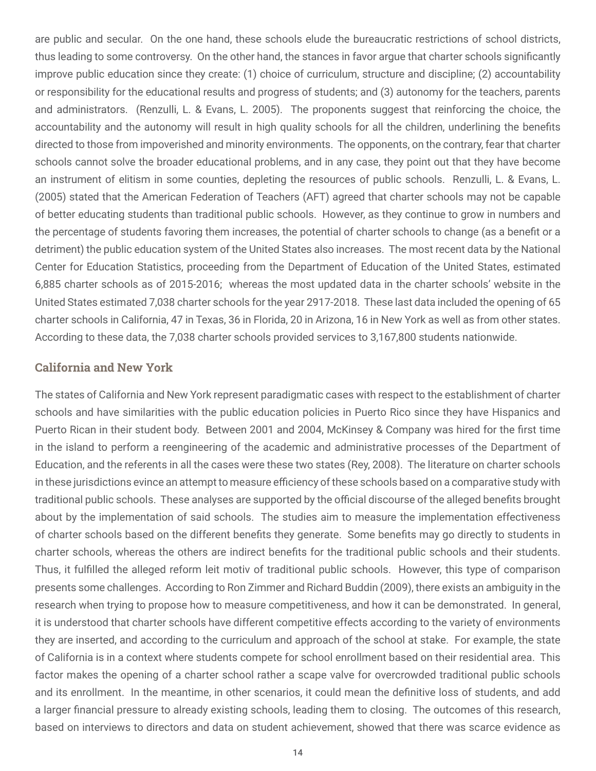are public and secular. On the one hand, these schools elude the bureaucratic restrictions of school districts, thus leading to some controversy. On the other hand, the stances in favor argue that charter schools significantly improve public education since they create: (1) choice of curriculum, structure and discipline; (2) accountability or responsibility for the educational results and progress of students; and (3) autonomy for the teachers, parents and administrators. (Renzulli, L. & Evans, L. 2005). The proponents suggest that reinforcing the choice, the accountability and the autonomy will result in high quality schools for all the children, underlining the benefits directed to those from impoverished and minority environments. The opponents, on the contrary, fear that charter schools cannot solve the broader educational problems, and in any case, they point out that they have become an instrument of elitism in some counties, depleting the resources of public schools. Renzulli, L. & Evans, L. (2005) stated that the American Federation of Teachers (AFT) agreed that charter schools may not be capable of better educating students than traditional public schools. However, as they continue to grow in numbers and the percentage of students favoring them increases, the potential of charter schools to change (as a benefit or a detriment) the public education system of the United States also increases. The most recent data by the National Center for Education Statistics, proceeding from the Department of Education of the United States, estimated 6,885 charter schools as of 2015-2016; whereas the most updated data in the charter schools' website in the United States estimated 7,038 charter schools for the year 2917-2018. These last data included the opening of 65 charter schools in California, 47 in Texas, 36 in Florida, 20 in Arizona, 16 in New York as well as from other states. According to these data, the 7,038 charter schools provided services to 3,167,800 students nationwide.

## California and New York

The states of California and New York represent paradigmatic cases with respect to the establishment of charter schools and have similarities with the public education policies in Puerto Rico since they have Hispanics and Puerto Rican in their student body. Between 2001 and 2004, McKinsey & Company was hired for the first time in the island to perform a reengineering of the academic and administrative processes of the Department of Education, and the referents in all the cases were these two states (Rey, 2008). The literature on charter schools in these jurisdictions evince an attempt to measure efficiency of these schools based on a comparative study with traditional public schools. These analyses are supported by the official discourse of the alleged benefits brought about by the implementation of said schools. The studies aim to measure the implementation effectiveness of charter schools based on the different benefits they generate. Some benefits may go directly to students in charter schools, whereas the others are indirect benefits for the traditional public schools and their students. Thus, it fulfilled the alleged reform leit motiv of traditional public schools. However, this type of comparison presents some challenges. According to Ron Zimmer and Richard Buddin (2009), there exists an ambiguity in the research when trying to propose how to measure competitiveness, and how it can be demonstrated. In general, it is understood that charter schools have different competitive effects according to the variety of environments they are inserted, and according to the curriculum and approach of the school at stake. For example, the state of California is in a context where students compete for school enrollment based on their residential area. This factor makes the opening of a charter school rather a scape valve for overcrowded traditional public schools and its enrollment. In the meantime, in other scenarios, it could mean the definitive loss of students, and add a larger financial pressure to already existing schools, leading them to closing. The outcomes of this research, based on interviews to directors and data on student achievement, showed that there was scarce evidence as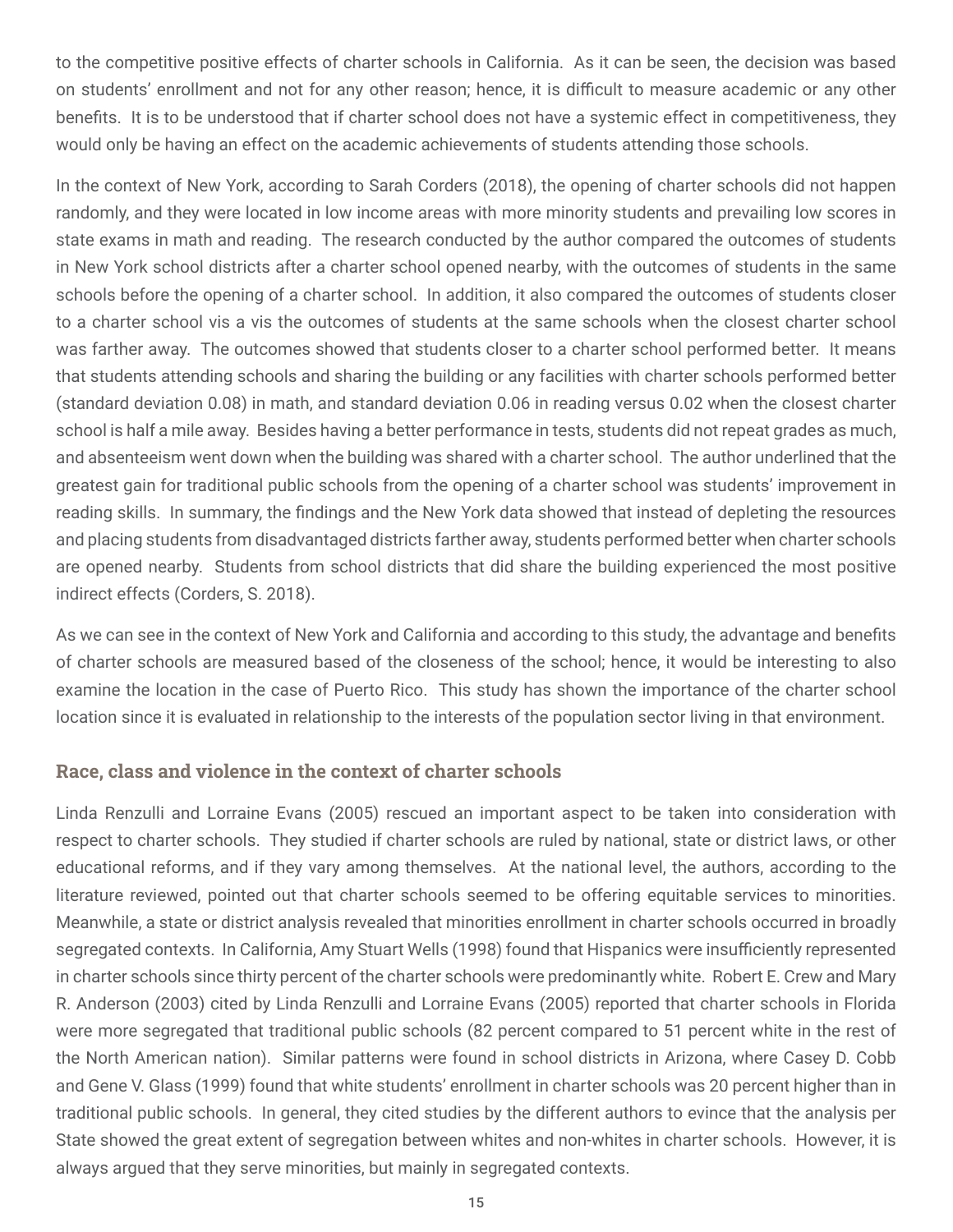to the competitive positive effects of charter schools in California. As it can be seen, the decision was based on students' enrollment and not for any other reason; hence, it is difficult to measure academic or any other benefits. It is to be understood that if charter school does not have a systemic effect in competitiveness, they would only be having an effect on the academic achievements of students attending those schools.

In the context of New York, according to Sarah Corders (2018), the opening of charter schools did not happen randomly, and they were located in low income areas with more minority students and prevailing low scores in state exams in math and reading. The research conducted by the author compared the outcomes of students in New York school districts after a charter school opened nearby, with the outcomes of students in the same schools before the opening of a charter school. In addition, it also compared the outcomes of students closer to a charter school vis a vis the outcomes of students at the same schools when the closest charter school was farther away. The outcomes showed that students closer to a charter school performed better. It means that students attending schools and sharing the building or any facilities with charter schools performed better (standard deviation 0.08) in math, and standard deviation 0.06 in reading versus 0.02 when the closest charter school is half a mile away. Besides having a better performance in tests, students did not repeat grades as much, and absenteeism went down when the building was shared with a charter school. The author underlined that the greatest gain for traditional public schools from the opening of a charter school was students' improvement in reading skills. In summary, the findings and the New York data showed that instead of depleting the resources and placing students from disadvantaged districts farther away, students performed better when charter schools are opened nearby. Students from school districts that did share the building experienced the most positive indirect effects (Corders, S. 2018).

As we can see in the context of New York and California and according to this study, the advantage and benefits of charter schools are measured based of the closeness of the school; hence, it would be interesting to also examine the location in the case of Puerto Rico. This study has shown the importance of the charter school location since it is evaluated in relationship to the interests of the population sector living in that environment.

### Race, class and violence in the context of charter schools

Linda Renzulli and Lorraine Evans (2005) rescued an important aspect to be taken into consideration with respect to charter schools. They studied if charter schools are ruled by national, state or district laws, or other educational reforms, and if they vary among themselves. At the national level, the authors, according to the literature reviewed, pointed out that charter schools seemed to be offering equitable services to minorities. Meanwhile, a state or district analysis revealed that minorities enrollment in charter schools occurred in broadly segregated contexts. In California, Amy Stuart Wells (1998) found that Hispanics were insufficiently represented in charter schools since thirty percent of the charter schools were predominantly white. Robert E. Crew and Mary R. Anderson (2003) cited by Linda Renzulli and Lorraine Evans (2005) reported that charter schools in Florida were more segregated that traditional public schools (82 percent compared to 51 percent white in the rest of the North American nation). Similar patterns were found in school districts in Arizona, where Casey D. Cobb and Gene V. Glass (1999) found that white students' enrollment in charter schools was 20 percent higher than in traditional public schools. In general, they cited studies by the different authors to evince that the analysis per State showed the great extent of segregation between whites and non-whites in charter schools. However, it is always argued that they serve minorities, but mainly in segregated contexts.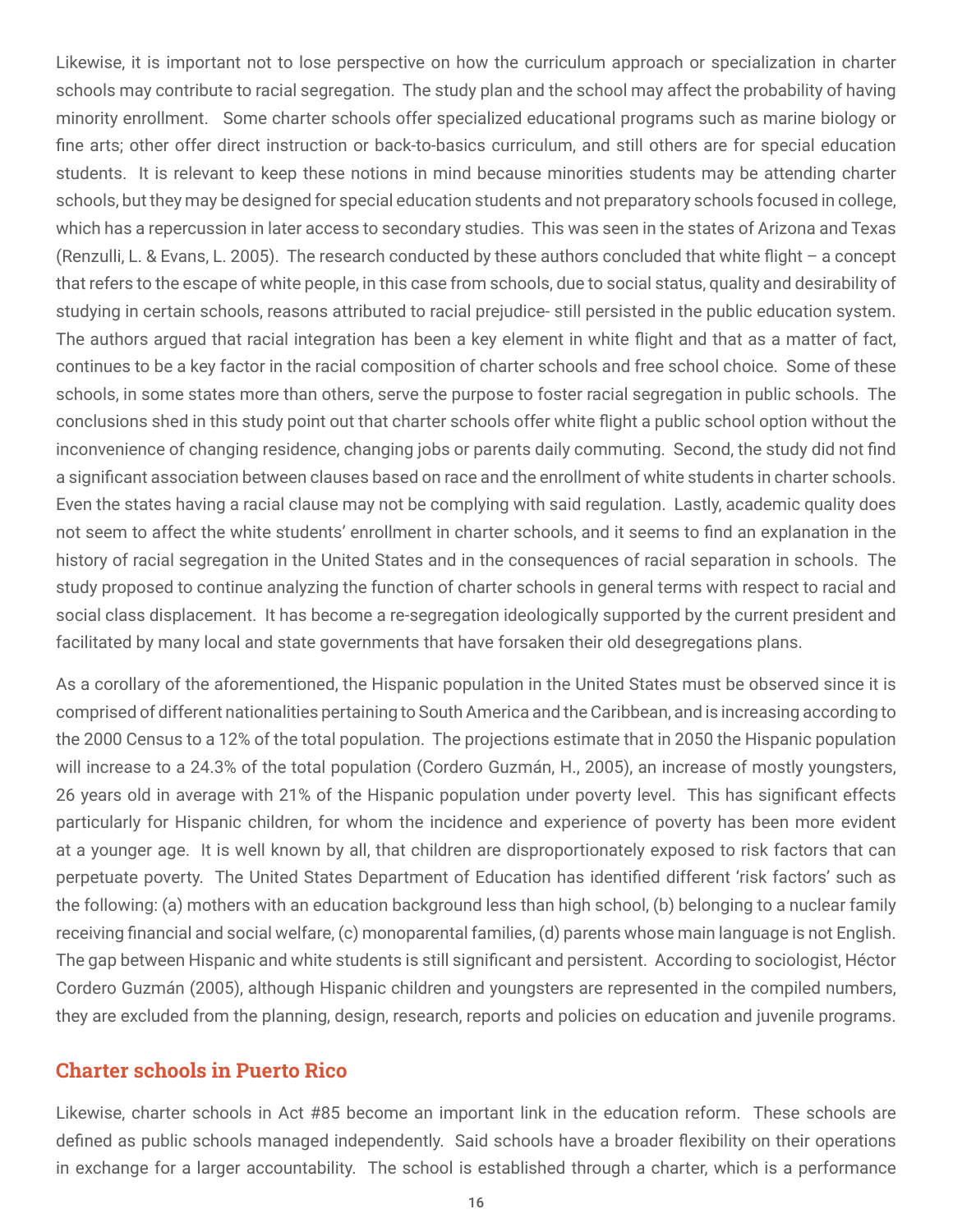Likewise, it is important not to lose perspective on how the curriculum approach or specialization in charter schools may contribute to racial segregation. The study plan and the school may affect the probability of having minority enrollment. Some charter schools offer specialized educational programs such as marine biology or fine arts; other offer direct instruction or back-to-basics curriculum, and still others are for special education students. It is relevant to keep these notions in mind because minorities students may be attending charter schools, but they may be designed for special education students and not preparatory schools focused in college, which has a repercussion in later access to secondary studies. This was seen in the states of Arizona and Texas (Renzulli, L. & Evans, L. 2005). The research conducted by these authors concluded that white flight – a concept that refers to the escape of white people, in this case from schools, due to social status, quality and desirability of studying in certain schools, reasons attributed to racial prejudice- still persisted in the public education system. The authors argued that racial integration has been a key element in white flight and that as a matter of fact, continues to be a key factor in the racial composition of charter schools and free school choice. Some of these schools, in some states more than others, serve the purpose to foster racial segregation in public schools. The conclusions shed in this study point out that charter schools offer white flight a public school option without the inconvenience of changing residence, changing jobs or parents daily commuting. Second, the study did not find a significant association between clauses based on race and the enrollment of white students in charter schools. Even the states having a racial clause may not be complying with said regulation. Lastly, academic quality does not seem to affect the white students' enrollment in charter schools, and it seems to find an explanation in the history of racial segregation in the United States and in the consequences of racial separation in schools. The study proposed to continue analyzing the function of charter schools in general terms with respect to racial and social class displacement. It has become a re-segregation ideologically supported by the current president and facilitated by many local and state governments that have forsaken their old desegregations plans.

As a corollary of the aforementioned, the Hispanic population in the United States must be observed since it is comprised of different nationalities pertaining to South America and the Caribbean, and is increasing according to the 2000 Census to a 12% of the total population. The projections estimate that in 2050 the Hispanic population will increase to a 24.3% of the total population (Cordero Guzmán, H., 2005), an increase of mostly youngsters, 26 years old in average with 21% of the Hispanic population under poverty level. This has significant effects particularly for Hispanic children, for whom the incidence and experience of poverty has been more evident at a younger age. It is well known by all, that children are disproportionately exposed to risk factors that can perpetuate poverty. The United States Department of Education has identified different 'risk factors' such as the following: (a) mothers with an education background less than high school, (b) belonging to a nuclear family receiving financial and social welfare, (c) monoparental families, (d) parents whose main language is not English. The gap between Hispanic and white students is still significant and persistent. According to sociologist, Héctor Cordero Guzmán (2005), although Hispanic children and youngsters are represented in the compiled numbers, they are excluded from the planning, design, research, reports and policies on education and juvenile programs.

## Charter schools in Puerto Rico

Likewise, charter schools in Act #85 become an important link in the education reform. These schools are defined as public schools managed independently. Said schools have a broader flexibility on their operations in exchange for a larger accountability. The school is established through a charter, which is a performance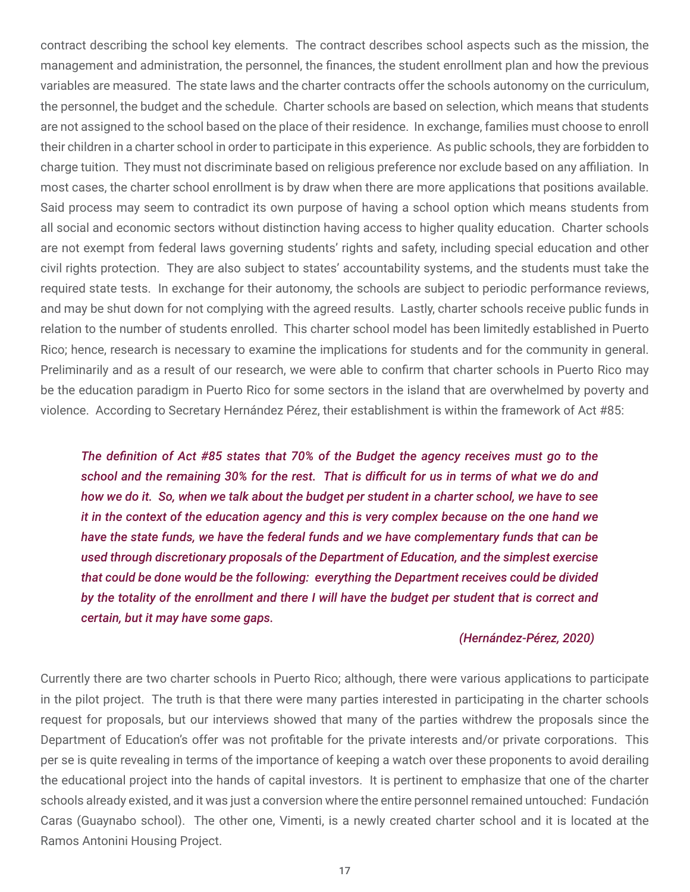contract describing the school key elements. The contract describes school aspects such as the mission, the management and administration, the personnel, the finances, the student enrollment plan and how the previous variables are measured. The state laws and the charter contracts offer the schools autonomy on the curriculum, the personnel, the budget and the schedule. Charter schools are based on selection, which means that students are not assigned to the school based on the place of their residence. In exchange, families must choose to enroll their children in a charter school in order to participate in this experience. As public schools, they are forbidden to charge tuition. They must not discriminate based on religious preference nor exclude based on any affiliation. In most cases, the charter school enrollment is by draw when there are more applications that positions available. Said process may seem to contradict its own purpose of having a school option which means students from all social and economic sectors without distinction having access to higher quality education. Charter schools are not exempt from federal laws governing students' rights and safety, including special education and other civil rights protection. They are also subject to states' accountability systems, and the students must take the required state tests. In exchange for their autonomy, the schools are subject to periodic performance reviews, and may be shut down for not complying with the agreed results. Lastly, charter schools receive public funds in relation to the number of students enrolled. This charter school model has been limitedly established in Puerto Rico; hence, research is necessary to examine the implications for students and for the community in general. Preliminarily and as a result of our research, we were able to confirm that charter schools in Puerto Rico may be the education paradigm in Puerto Rico for some sectors in the island that are overwhelmed by poverty and violence. According to Secretary Hernández Pérez, their establishment is within the framework of Act #85:

> ***The definition of Act #85 states that 70% of the Budget the agency receives must go to the school and the remaining 30% for the rest. That is difficult for us in terms of what we do and how we do it. So, when we talk about the budget per student in a charter school, we have to see it in the context of the education agency and this is very complex because on the one hand we have the state funds, we have the federal funds and we have complementary funds that can be used through discretionary proposals of the Department of Education, and the simplest exercise that could be done would be the following: everything the Department receives could be divided by the totality of the enrollment and there I will have the budget per student that is correct and certain, but it may have some gaps.***
>
> ***(Hernández-Pérez, 2020)***

Currently there are two charter schools in Puerto Rico; although, there were various applications to participate in the pilot project. The truth is that there were many parties interested in participating in the charter schools request for proposals, but our interviews showed that many of the parties withdrew the proposals since the Department of Education's offer was not profitable for the private interests and/or private corporations. This per se is quite revealing in terms of the importance of keeping a watch over these proponents to avoid derailing the educational project into the hands of capital investors. It is pertinent to emphasize that one of the charter schools already existed, and it was just a conversion where the entire personnel remained untouched: Fundación Caras (Guaynabo school). The other one, Vimenti, is a newly created charter school and it is located at the Ramos Antonini Housing Project.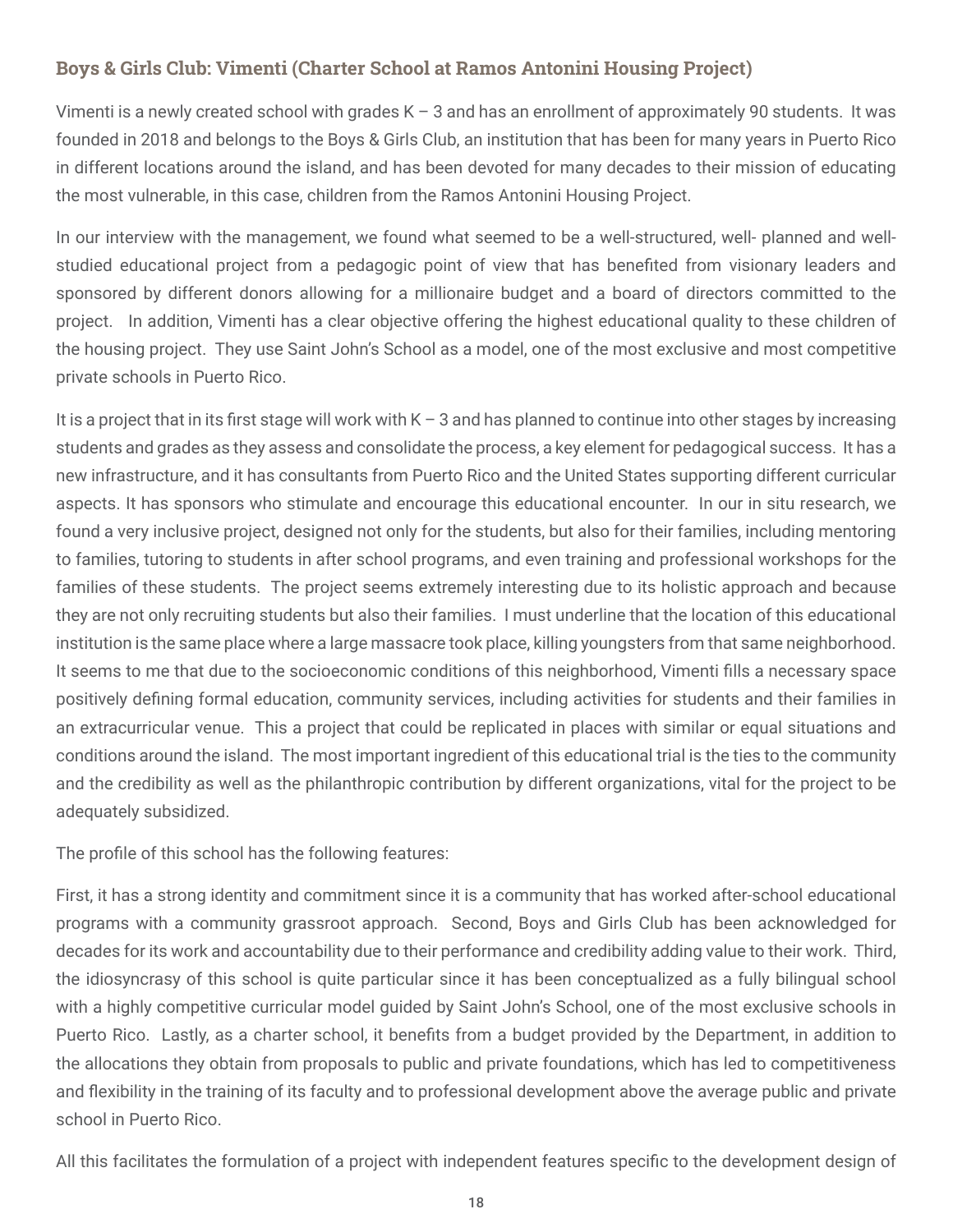### Boys & Girls Club: Vimenti (Charter School at Ramos Antonini Housing Project)

Vimenti is a newly created school with grades K – 3 and has an enrollment of approximately 90 students. It was founded in 2018 and belongs to the Boys & Girls Club, an institution that has been for many years in Puerto Rico in different locations around the island, and has been devoted for many decades to their mission of educating the most vulnerable, in this case, children from the Ramos Antonini Housing Project.

In our interview with the management, we found what seemed to be a well-structured, well- planned and well-studied educational project from a pedagogic point of view that has benefited from visionary leaders and sponsored by different donors allowing for a millionaire budget and a board of directors committed to the project. In addition, Vimenti has a clear objective offering the highest educational quality to these children of the housing project. They use Saint John's School as a model, one of the most exclusive and most competitive private schools in Puerto Rico.

It is a project that in its first stage will work with K – 3 and has planned to continue into other stages by increasing students and grades as they assess and consolidate the process, a key element for pedagogical success. It has a new infrastructure, and it has consultants from Puerto Rico and the United States supporting different curricular aspects. It has sponsors who stimulate and encourage this educational encounter. In our in situ research, we found a very inclusive project, designed not only for the students, but also for their families, including mentoring to families, tutoring to students in after school programs, and even training and professional workshops for the families of these students. The project seems extremely interesting due to its holistic approach and because they are not only recruiting students but also their families. I must underline that the location of this educational institution is the same place where a large massacre took place, killing youngsters from that same neighborhood. It seems to me that due to the socioeconomic conditions of this neighborhood, Vimenti fills a necessary space positively defining formal education, community services, including activities for students and their families in an extracurricular venue. This a project that could be replicated in places with similar or equal situations and conditions around the island. The most important ingredient of this educational trial is the ties to the community and the credibility as well as the philanthropic contribution by different organizations, vital for the project to be adequately subsidized.

The profile of this school has the following features:

First, it has a strong identity and commitment since it is a community that has worked after-school educational programs with a community grassroot approach. Second, Boys and Girls Club has been acknowledged for decades for its work and accountability due to their performance and credibility adding value to their work. Third, the idiosyncrasy of this school is quite particular since it has been conceptualized as a fully bilingual school with a highly competitive curricular model guided by Saint John's School, one of the most exclusive schools in Puerto Rico. Lastly, as a charter school, it benefits from a budget provided by the Department, in addition to the allocations they obtain from proposals to public and private foundations, which has led to competitiveness and flexibility in the training of its faculty and to professional development above the average public and private school in Puerto Rico.

All this facilitates the formulation of a project with independent features specific to the development design of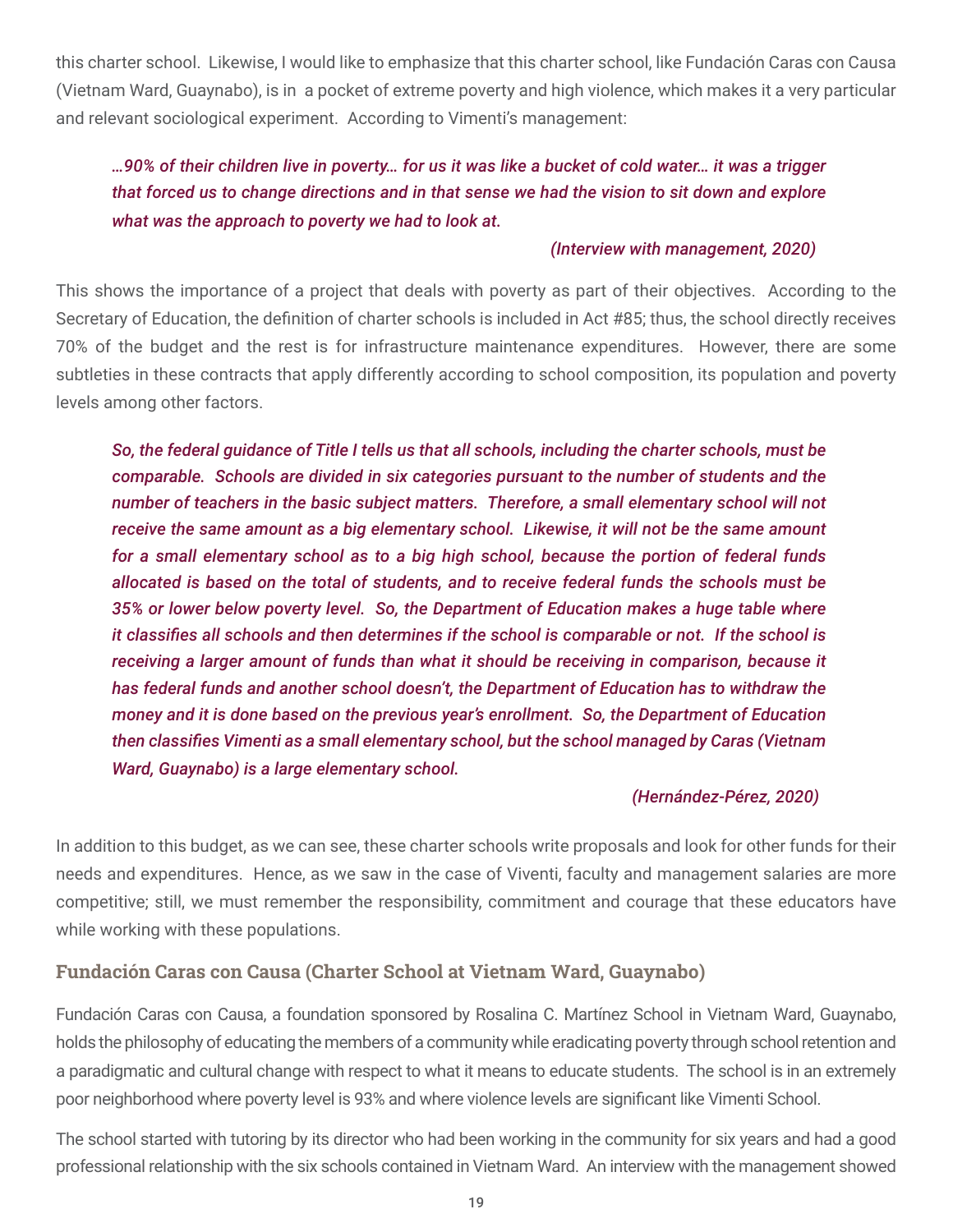this charter school. Likewise, I would like to emphasize that this charter school, like Fundación Caras con Causa (Vietnam Ward, Guaynabo), is in a pocket of extreme poverty and high violence, which makes it a very particular and relevant sociological experiment. According to Vimenti's management:

> ***…90% of their children live in poverty… for us it was like a bucket of cold water… it was a trigger that forced us to change directions and in that sense we had the vision to sit down and explore what was the approach to poverty we had to look at.***
>
> ***(Interview with management, 2020)***

This shows the importance of a project that deals with poverty as part of their objectives. According to the Secretary of Education, the definition of charter schools is included in Act #85; thus, the school directly receives 70% of the budget and the rest is for infrastructure maintenance expenditures. However, there are some subtleties in these contracts that apply differently according to school composition, its population and poverty levels among other factors.

> ***So, the federal guidance of Title I tells us that all schools, including the charter schools, must be comparable. Schools are divided in six categories pursuant to the number of students and the number of teachers in the basic subject matters. Therefore, a small elementary school will not receive the same amount as a big elementary school. Likewise, it will not be the same amount for a small elementary school as to a big high school, because the portion of federal funds allocated is based on the total of students, and to receive federal funds the schools must be 35% or lower below poverty level. So, the Department of Education makes a huge table where it classifies all schools and then determines if the school is comparable or not. If the school is receiving a larger amount of funds than what it should be receiving in comparison, because it has federal funds and another school doesn't, the Department of Education has to withdraw the money and it is done based on the previous year's enrollment. So, the Department of Education then classifies Vimenti as a small elementary school, but the school managed by Caras (Vietnam Ward, Guaynabo) is a large elementary school.***
>
> ***(Hernández-Pérez, 2020)***

In addition to this budget, as we can see, these charter schools write proposals and look for other funds for their needs and expenditures. Hence, as we saw in the case of Viventi, faculty and management salaries are more competitive; still, we must remember the responsibility, commitment and courage that these educators have while working with these populations.

### Fundación Caras con Causa (Charter School at Vietnam Ward, Guaynabo)

Fundación Caras con Causa, a foundation sponsored by Rosalina C. Martínez School in Vietnam Ward, Guaynabo, holds the philosophy of educating the members of a community while eradicating poverty through school retention and a paradigmatic and cultural change with respect to what it means to educate students. The school is in an extremely poor neighborhood where poverty level is 93% and where violence levels are significant like Vimenti School.

The school started with tutoring by its director who had been working in the community for six years and had a good professional relationship with the six schools contained in Vietnam Ward. An interview with the management showed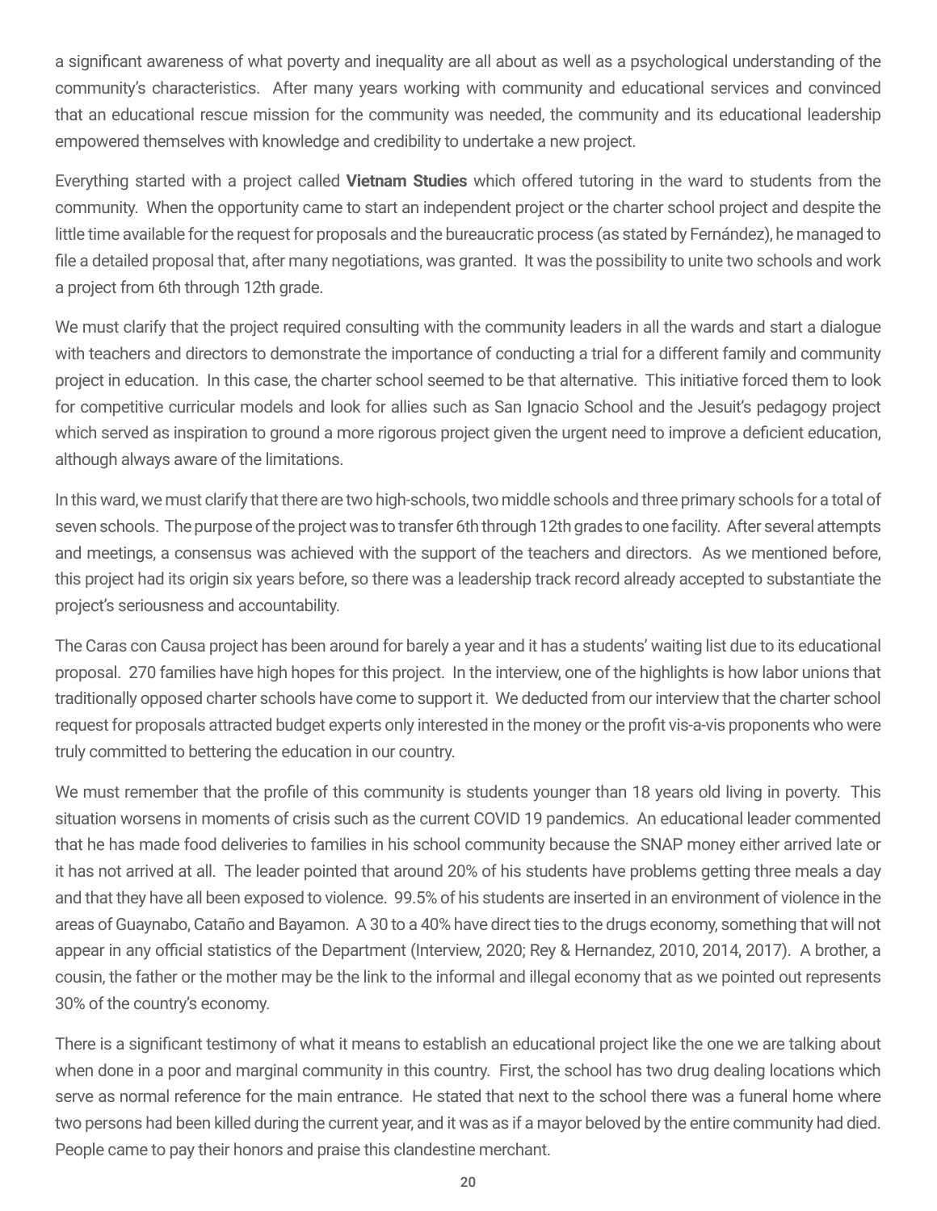a significant awareness of what poverty and inequality are all about as well as a psychological understanding of the community's characteristics. After many years working with community and educational services and convinced that an educational rescue mission for the community was needed, the community and its educational leadership empowered themselves with knowledge and credibility to undertake a new project.

Everything started with a project called **Vietnam Studies** which offered tutoring in the ward to students from the community. When the opportunity came to start an independent project or the charter school project and despite the little time available for the request for proposals and the bureaucratic process (as stated by Fernández), he managed to file a detailed proposal that, after many negotiations, was granted. It was the possibility to unite two schools and work a project from 6th through 12th grade.

We must clarify that the project required consulting with the community leaders in all the wards and start a dialogue with teachers and directors to demonstrate the importance of conducting a trial for a different family and community project in education. In this case, the charter school seemed to be that alternative. This initiative forced them to look for competitive curricular models and look for allies such as San Ignacio School and the Jesuit's pedagogy project which served as inspiration to ground a more rigorous project given the urgent need to improve a deficient education, although always aware of the limitations.

In this ward, we must clarify that there are two high-schools, two middle schools and three primary schools for a total of seven schools. The purpose of the project was to transfer 6th through 12th grades to one facility. After several attempts and meetings, a consensus was achieved with the support of the teachers and directors. As we mentioned before, this project had its origin six years before, so there was a leadership track record already accepted to substantiate the project's seriousness and accountability.

The Caras con Causa project has been around for barely a year and it has a students' waiting list due to its educational proposal. 270 families have high hopes for this project. In the interview, one of the highlights is how labor unions that traditionally opposed charter schools have come to support it. We deducted from our interview that the charter school request for proposals attracted budget experts only interested in the money or the profit vis-a-vis proponents who were truly committed to bettering the education in our country.

We must remember that the profile of this community is students younger than 18 years old living in poverty. This situation worsens in moments of crisis such as the current COVID 19 pandemics. An educational leader commented that he has made food deliveries to families in his school community because the SNAP money either arrived late or it has not arrived at all. The leader pointed that around 20% of his students have problems getting three meals a day and that they have all been exposed to violence. 99.5% of his students are inserted in an environment of violence in the areas of Guaynabo, Cataño and Bayamon. A 30 to a 40% have direct ties to the drugs economy, something that will not appear in any official statistics of the Department (Interview, 2020; Rey & Hernandez, 2010, 2014, 2017). A brother, a cousin, the father or the mother may be the link to the informal and illegal economy that as we pointed out represents 30% of the country's economy.

There is a significant testimony of what it means to establish an educational project like the one we are talking about when done in a poor and marginal community in this country. First, the school has two drug dealing locations which serve as normal reference for the main entrance. He stated that next to the school there was a funeral home where two persons had been killed during the current year, and it was as if a mayor beloved by the entire community had died. People came to pay their honors and praise this clandestine merchant.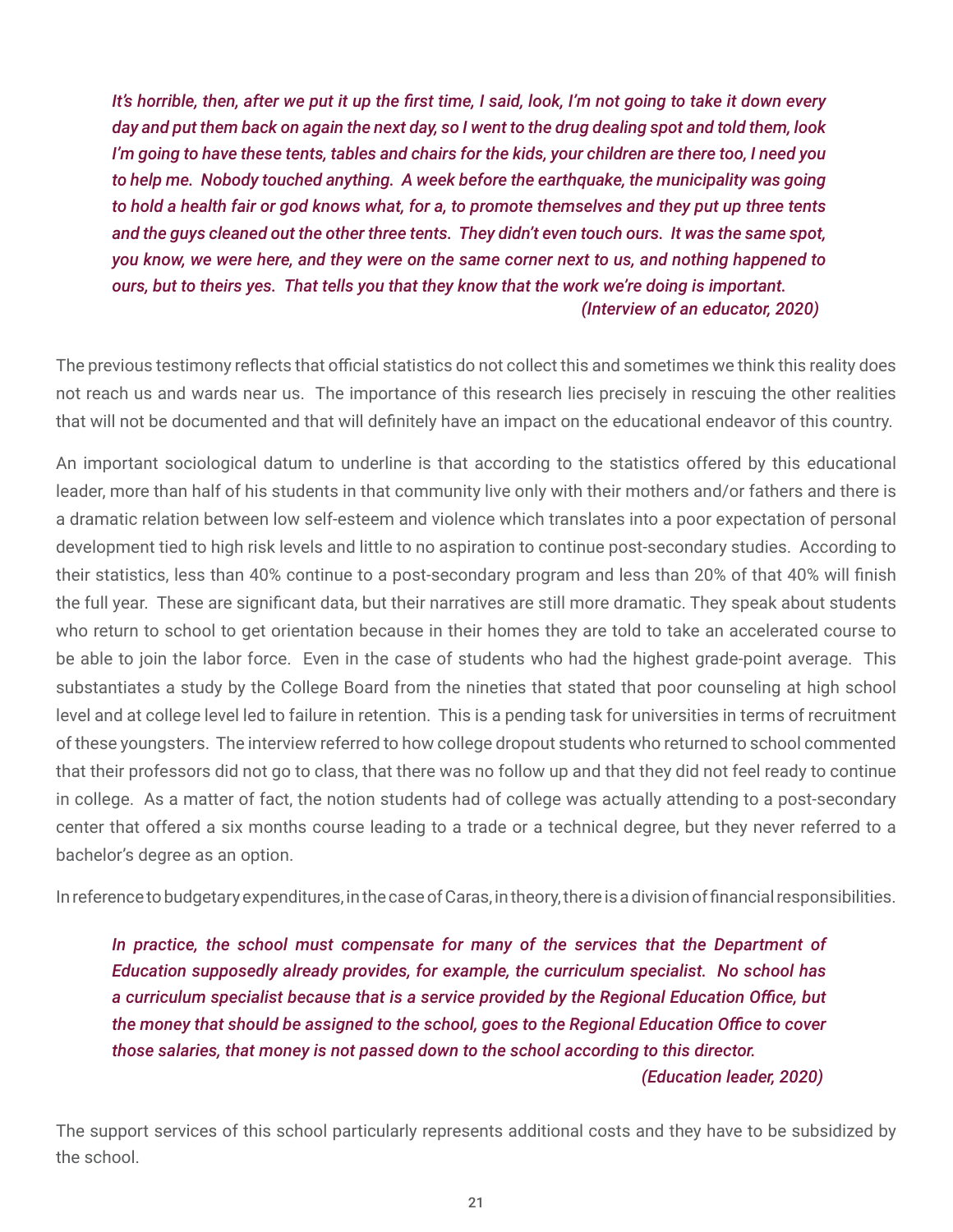> *It's horrible, then, after we put it up the first time, I said, look, I'm not going to take it down every day and put them back on again the next day, so I went to the drug dealing spot and told them, look I'm going to have these tents, tables and chairs for the kids, your children are there too, I need you to help me. Nobody touched anything. A week before the earthquake, the municipality was going to hold a health fair or god knows what, for a, to promote themselves and they put up three tents and the guys cleaned out the other three tents. They didn't even touch ours. It was the same spot, you know, we were here, and they were on the same corner next to us, and nothing happened to ours, but to theirs yes. That tells you that they know that the work we're doing is important.*
>
> *(Interview of an educator, 2020)*

The previous testimony reflects that official statistics do not collect this and sometimes we think this reality does not reach us and wards near us. The importance of this research lies precisely in rescuing the other realities that will not be documented and that will definitely have an impact on the educational endeavor of this country.

An important sociological datum to underline is that according to the statistics offered by this educational leader, more than half of his students in that community live only with their mothers and/or fathers and there is a dramatic relation between low self-esteem and violence which translates into a poor expectation of personal development tied to high risk levels and little to no aspiration to continue post-secondary studies. According to their statistics, less than 40% continue to a post-secondary program and less than 20% of that 40% will finish the full year. These are significant data, but their narratives are still more dramatic. They speak about students who return to school to get orientation because in their homes they are told to take an accelerated course to be able to join the labor force. Even in the case of students who had the highest grade-point average. This substantiates a study by the College Board from the nineties that stated that poor counseling at high school level and at college level led to failure in retention. This is a pending task for universities in terms of recruitment of these youngsters. The interview referred to how college dropout students who returned to school commented that their professors did not go to class, that there was no follow up and that they did not feel ready to continue in college. As a matter of fact, the notion students had of college was actually attending to a post-secondary center that offered a six months course leading to a trade or a technical degree, but they never referred to a bachelor's degree as an option.

In reference to budgetary expenditures, in the case of Caras, in theory, there is a division of financial responsibilities.

> *In practice, the school must compensate for many of the services that the Department of Education supposedly already provides, for example, the curriculum specialist. No school has a curriculum specialist because that is a service provided by the Regional Education Office, but the money that should be assigned to the school, goes to the Regional Education Office to cover those salaries, that money is not passed down to the school according to this director.*
>
> *(Education leader, 2020)*

The support services of this school particularly represents additional costs and they have to be subsidized by the school.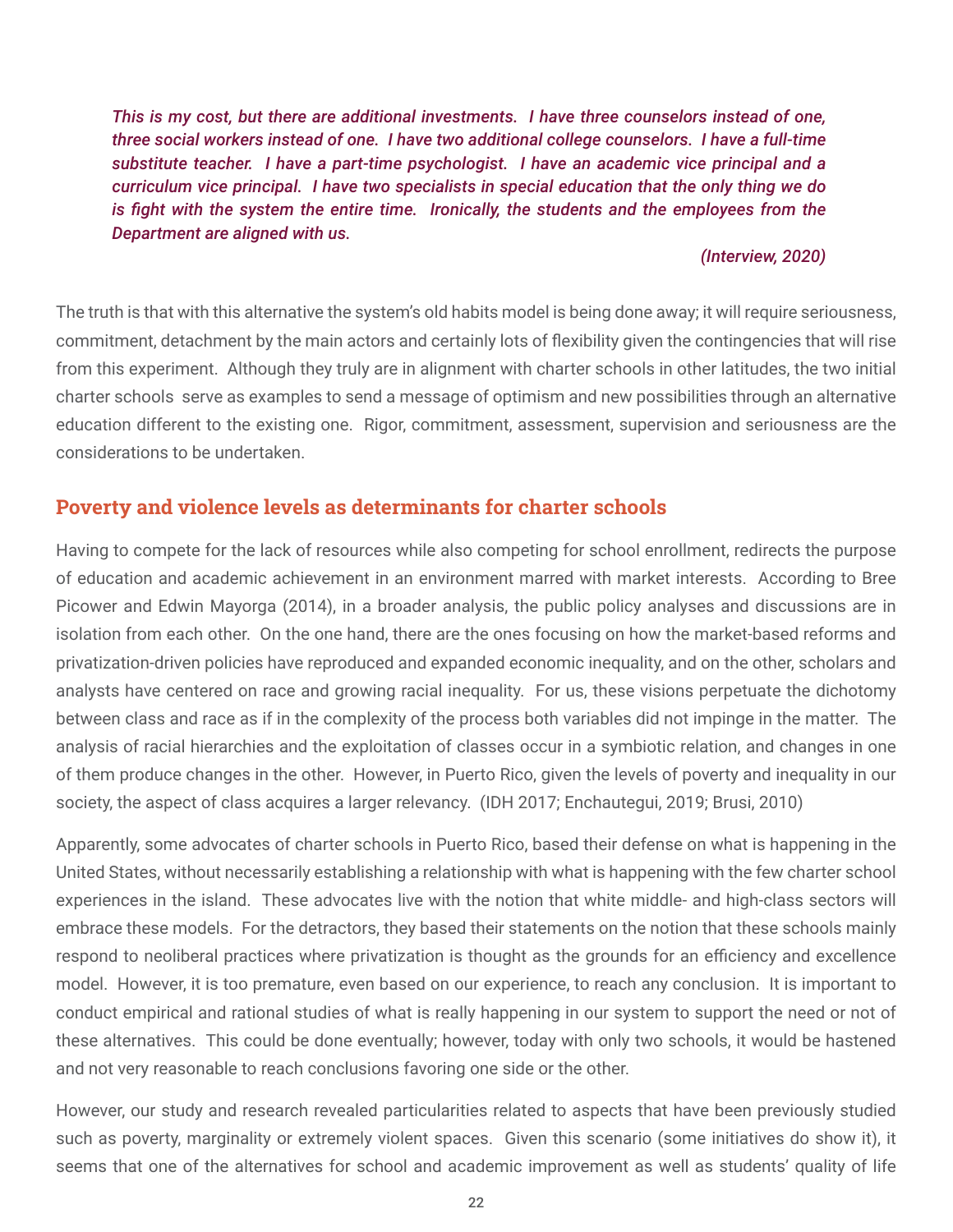*This is my cost, but there are additional investments. I have three counselors instead of one, three social workers instead of one. I have two additional college counselors. I have a full-time substitute teacher. I have a part-time psychologist. I have an academic vice principal and a curriculum vice principal. I have two specialists in special education that the only thing we do is fight with the system the entire time. Ironically, the students and the employees from the Department are aligned with us.*

*(Interview, 2020)*

The truth is that with this alternative the system's old habits model is being done away; it will require seriousness, commitment, detachment by the main actors and certainly lots of flexibility given the contingencies that will rise from this experiment. Although they truly are in alignment with charter schools in other latitudes, the two initial charter schools serve as examples to send a message of optimism and new possibilities through an alternative education different to the existing one. Rigor, commitment, assessment, supervision and seriousness are the considerations to be undertaken.

## Poverty and violence levels as determinants for charter schools

Having to compete for the lack of resources while also competing for school enrollment, redirects the purpose of education and academic achievement in an environment marred with market interests. According to Bree Picower and Edwin Mayorga (2014), in a broader analysis, the public policy analyses and discussions are in isolation from each other. On the one hand, there are the ones focusing on how the market-based reforms and privatization-driven policies have reproduced and expanded economic inequality, and on the other, scholars and analysts have centered on race and growing racial inequality. For us, these visions perpetuate the dichotomy between class and race as if in the complexity of the process both variables did not impinge in the matter. The analysis of racial hierarchies and the exploitation of classes occur in a symbiotic relation, and changes in one of them produce changes in the other. However, in Puerto Rico, given the levels of poverty and inequality in our society, the aspect of class acquires a larger relevancy. (IDH 2017; Enchautegui, 2019; Brusi, 2010)

Apparently, some advocates of charter schools in Puerto Rico, based their defense on what is happening in the United States, without necessarily establishing a relationship with what is happening with the few charter school experiences in the island. These advocates live with the notion that white middle- and high-class sectors will embrace these models. For the detractors, they based their statements on the notion that these schools mainly respond to neoliberal practices where privatization is thought as the grounds for an efficiency and excellence model. However, it is too premature, even based on our experience, to reach any conclusion. It is important to conduct empirical and rational studies of what is really happening in our system to support the need or not of these alternatives. This could be done eventually; however, today with only two schools, it would be hastened and not very reasonable to reach conclusions favoring one side or the other.

However, our study and research revealed particularities related to aspects that have been previously studied such as poverty, marginality or extremely violent spaces. Given this scenario (some initiatives do show it), it seems that one of the alternatives for school and academic improvement as well as students' quality of life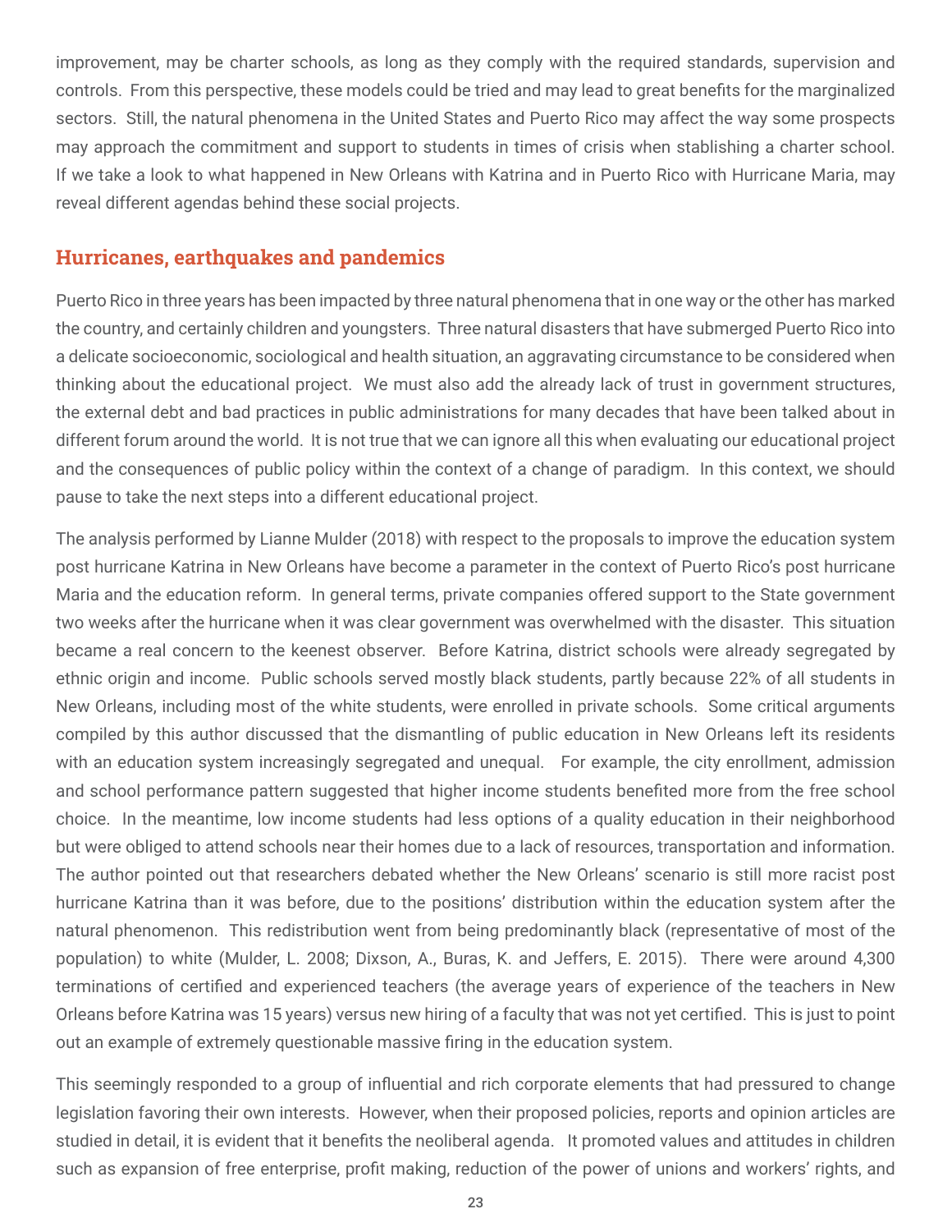improvement, may be charter schools, as long as they comply with the required standards, supervision and controls. From this perspective, these models could be tried and may lead to great benefits for the marginalized sectors. Still, the natural phenomena in the United States and Puerto Rico may affect the way some prospects may approach the commitment and support to students in times of crisis when stablishing a charter school. If we take a look to what happened in New Orleans with Katrina and in Puerto Rico with Hurricane Maria, may reveal different agendas behind these social projects.

## Hurricanes, earthquakes and pandemics

Puerto Rico in three years has been impacted by three natural phenomena that in one way or the other has marked the country, and certainly children and youngsters. Three natural disasters that have submerged Puerto Rico into a delicate socioeconomic, sociological and health situation, an aggravating circumstance to be considered when thinking about the educational project. We must also add the already lack of trust in government structures, the external debt and bad practices in public administrations for many decades that have been talked about in different forum around the world. It is not true that we can ignore all this when evaluating our educational project and the consequences of public policy within the context of a change of paradigm. In this context, we should pause to take the next steps into a different educational project.

The analysis performed by Lianne Mulder (2018) with respect to the proposals to improve the education system post hurricane Katrina in New Orleans have become a parameter in the context of Puerto Rico's post hurricane Maria and the education reform. In general terms, private companies offered support to the State government two weeks after the hurricane when it was clear government was overwhelmed with the disaster. This situation became a real concern to the keenest observer. Before Katrina, district schools were already segregated by ethnic origin and income. Public schools served mostly black students, partly because 22% of all students in New Orleans, including most of the white students, were enrolled in private schools. Some critical arguments compiled by this author discussed that the dismantling of public education in New Orleans left its residents with an education system increasingly segregated and unequal. For example, the city enrollment, admission and school performance pattern suggested that higher income students benefited more from the free school choice. In the meantime, low income students had less options of a quality education in their neighborhood but were obliged to attend schools near their homes due to a lack of resources, transportation and information. The author pointed out that researchers debated whether the New Orleans' scenario is still more racist post hurricane Katrina than it was before, due to the positions' distribution within the education system after the natural phenomenon. This redistribution went from being predominantly black (representative of most of the population) to white (Mulder, L. 2008; Dixson, A., Buras, K. and Jeffers, E. 2015). There were around 4,300 terminations of certified and experienced teachers (the average years of experience of the teachers in New Orleans before Katrina was 15 years) versus new hiring of a faculty that was not yet certified. This is just to point out an example of extremely questionable massive firing in the education system.

This seemingly responded to a group of influential and rich corporate elements that had pressured to change legislation favoring their own interests. However, when their proposed policies, reports and opinion articles are studied in detail, it is evident that it benefits the neoliberal agenda. It promoted values and attitudes in children such as expansion of free enterprise, profit making, reduction of the power of unions and workers' rights, and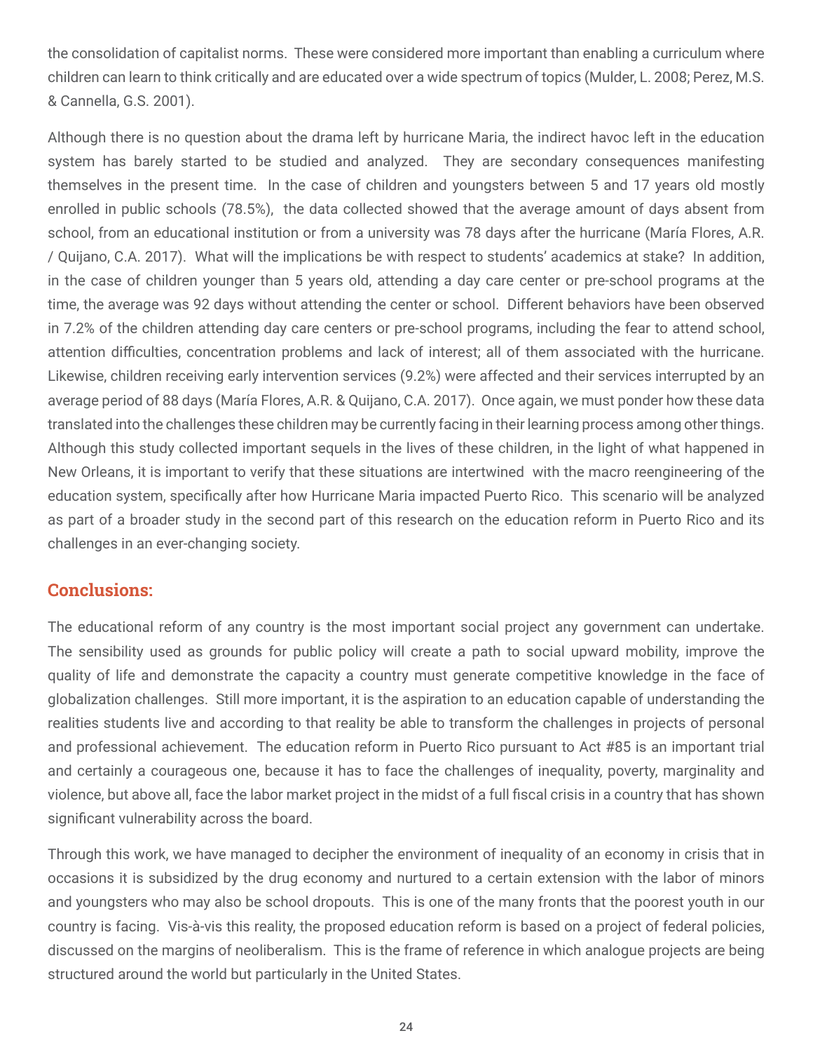the consolidation of capitalist norms. These were considered more important than enabling a curriculum where children can learn to think critically and are educated over a wide spectrum of topics (Mulder, L. 2008; Perez, M.S. & Cannella, G.S. 2001).

Although there is no question about the drama left by hurricane Maria, the indirect havoc left in the education system has barely started to be studied and analyzed. They are secondary consequences manifesting themselves in the present time. In the case of children and youngsters between 5 and 17 years old mostly enrolled in public schools (78.5%), the data collected showed that the average amount of days absent from school, from an educational institution or from a university was 78 days after the hurricane (María Flores, A.R. / Quijano, C.A. 2017). What will the implications be with respect to students' academics at stake? In addition, in the case of children younger than 5 years old, attending a day care center or pre-school programs at the time, the average was 92 days without attending the center or school. Different behaviors have been observed in 7.2% of the children attending day care centers or pre-school programs, including the fear to attend school, attention difficulties, concentration problems and lack of interest; all of them associated with the hurricane. Likewise, children receiving early intervention services (9.2%) were affected and their services interrupted by an average period of 88 days (María Flores, A.R. & Quijano, C.A. 2017). Once again, we must ponder how these data translated into the challenges these children may be currently facing in their learning process among other things. Although this study collected important sequels in the lives of these children, in the light of what happened in New Orleans, it is important to verify that these situations are intertwined with the macro reengineering of the education system, specifically after how Hurricane Maria impacted Puerto Rico. This scenario will be analyzed as part of a broader study in the second part of this research on the education reform in Puerto Rico and its challenges in an ever-changing society.

## Conclusions:

The educational reform of any country is the most important social project any government can undertake. The sensibility used as grounds for public policy will create a path to social upward mobility, improve the quality of life and demonstrate the capacity a country must generate competitive knowledge in the face of globalization challenges. Still more important, it is the aspiration to an education capable of understanding the realities students live and according to that reality be able to transform the challenges in projects of personal and professional achievement. The education reform in Puerto Rico pursuant to Act #85 is an important trial and certainly a courageous one, because it has to face the challenges of inequality, poverty, marginality and violence, but above all, face the labor market project in the midst of a full fiscal crisis in a country that has shown significant vulnerability across the board.

Through this work, we have managed to decipher the environment of inequality of an economy in crisis that in occasions it is subsidized by the drug economy and nurtured to a certain extension with the labor of minors and youngsters who may also be school dropouts. This is one of the many fronts that the poorest youth in our country is facing. Vis-à-vis this reality, the proposed education reform is based on a project of federal policies, discussed on the margins of neoliberalism. This is the frame of reference in which analogue projects are being structured around the world but particularly in the United States.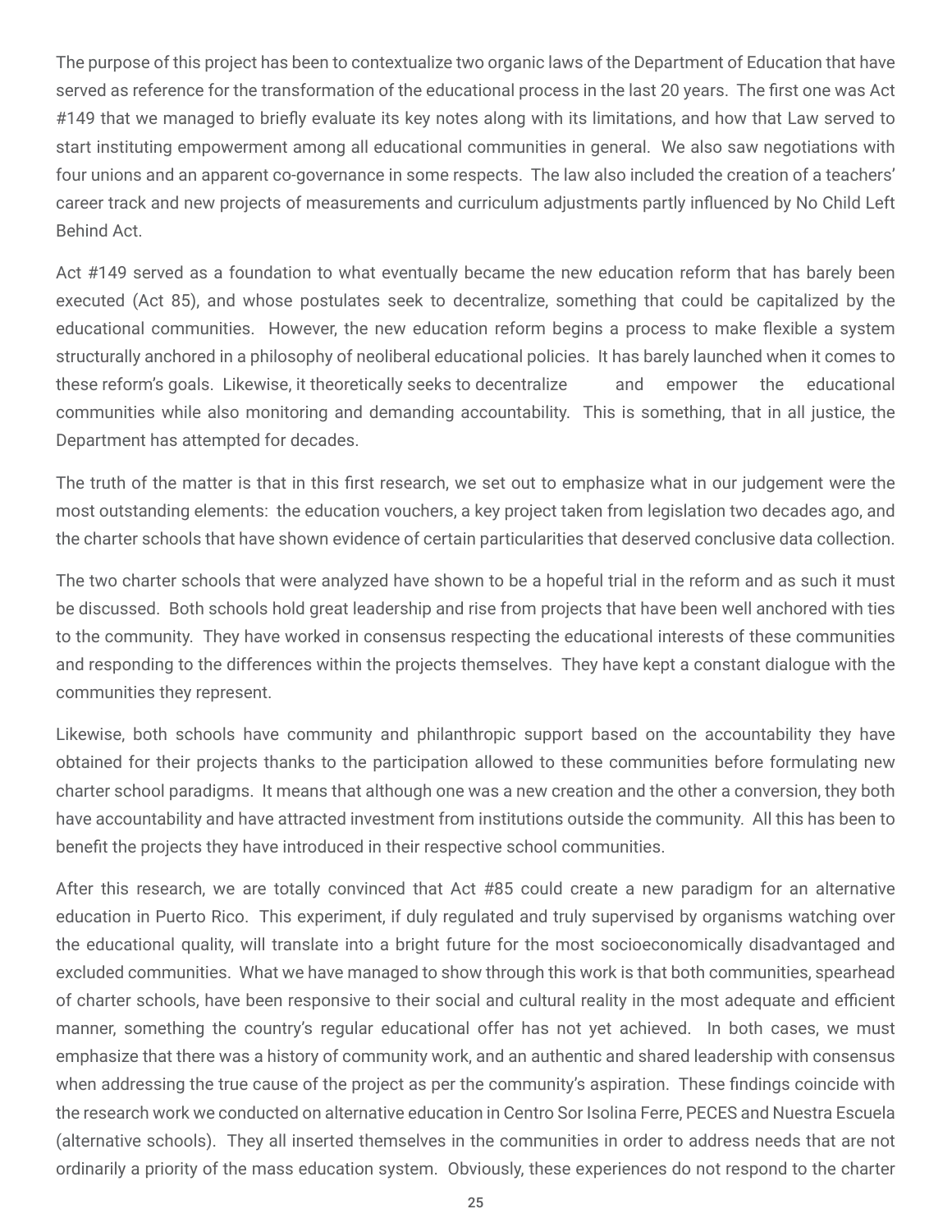The purpose of this project has been to contextualize two organic laws of the Department of Education that have served as reference for the transformation of the educational process in the last 20 years. The first one was Act #149 that we managed to briefly evaluate its key notes along with its limitations, and how that Law served to start instituting empowerment among all educational communities in general. We also saw negotiations with four unions and an apparent co-governance in some respects. The law also included the creation of a teachers' career track and new projects of measurements and curriculum adjustments partly influenced by No Child Left Behind Act.

Act #149 served as a foundation to what eventually became the new education reform that has barely been executed (Act 85), and whose postulates seek to decentralize, something that could be capitalized by the educational communities. However, the new education reform begins a process to make flexible a system structurally anchored in a philosophy of neoliberal educational policies. It has barely launched when it comes to these reform's goals. Likewise, it theoretically seeks to decentralize and empower the educational communities while also monitoring and demanding accountability. This is something, that in all justice, the Department has attempted for decades.

The truth of the matter is that in this first research, we set out to emphasize what in our judgement were the most outstanding elements: the education vouchers, a key project taken from legislation two decades ago, and the charter schools that have shown evidence of certain particularities that deserved conclusive data collection.

The two charter schools that were analyzed have shown to be a hopeful trial in the reform and as such it must be discussed. Both schools hold great leadership and rise from projects that have been well anchored with ties to the community. They have worked in consensus respecting the educational interests of these communities and responding to the differences within the projects themselves. They have kept a constant dialogue with the communities they represent.

Likewise, both schools have community and philanthropic support based on the accountability they have obtained for their projects thanks to the participation allowed to these communities before formulating new charter school paradigms. It means that although one was a new creation and the other a conversion, they both have accountability and have attracted investment from institutions outside the community. All this has been to benefit the projects they have introduced in their respective school communities.

After this research, we are totally convinced that Act #85 could create a new paradigm for an alternative education in Puerto Rico. This experiment, if duly regulated and truly supervised by organisms watching over the educational quality, will translate into a bright future for the most socioeconomically disadvantaged and excluded communities. What we have managed to show through this work is that both communities, spearhead of charter schools, have been responsive to their social and cultural reality in the most adequate and efficient manner, something the country's regular educational offer has not yet achieved. In both cases, we must emphasize that there was a history of community work, and an authentic and shared leadership with consensus when addressing the true cause of the project as per the community's aspiration. These findings coincide with the research work we conducted on alternative education in Centro Sor Isolina Ferre, PECES and Nuestra Escuela (alternative schools). They all inserted themselves in the communities in order to address needs that are not ordinarily a priority of the mass education system. Obviously, these experiences do not respond to the charter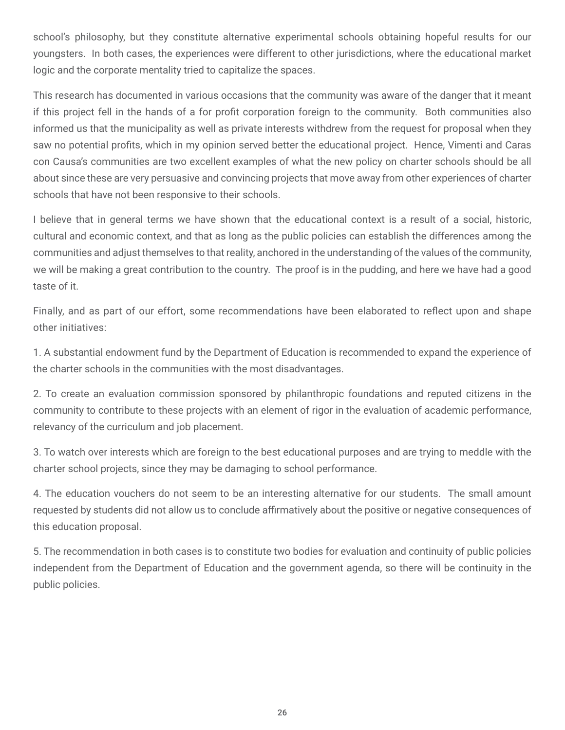school's philosophy, but they constitute alternative experimental schools obtaining hopeful results for our youngsters. In both cases, the experiences were different to other jurisdictions, where the educational market logic and the corporate mentality tried to capitalize the spaces.

This research has documented in various occasions that the community was aware of the danger that it meant if this project fell in the hands of a for profit corporation foreign to the community. Both communities also informed us that the municipality as well as private interests withdrew from the request for proposal when they saw no potential profits, which in my opinion served better the educational project. Hence, Vimenti and Caras con Causa's communities are two excellent examples of what the new policy on charter schools should be all about since these are very persuasive and convincing projects that move away from other experiences of charter schools that have not been responsive to their schools.

I believe that in general terms we have shown that the educational context is a result of a social, historic, cultural and economic context, and that as long as the public policies can establish the differences among the communities and adjust themselves to that reality, anchored in the understanding of the values of the community, we will be making a great contribution to the country. The proof is in the pudding, and here we have had a good taste of it.

Finally, and as part of our effort, some recommendations have been elaborated to reflect upon and shape other initiatives:

1. A substantial endowment fund by the Department of Education is recommended to expand the experience of the charter schools in the communities with the most disadvantages.

2. To create an evaluation commission sponsored by philanthropic foundations and reputed citizens in the community to contribute to these projects with an element of rigor in the evaluation of academic performance, relevancy of the curriculum and job placement.

3. To watch over interests which are foreign to the best educational purposes and are trying to meddle with the charter school projects, since they may be damaging to school performance.

4. The education vouchers do not seem to be an interesting alternative for our students. The small amount requested by students did not allow us to conclude affirmatively about the positive or negative consequences of this education proposal.

5. The recommendation in both cases is to constitute two bodies for evaluation and continuity of public policies independent from the Department of Education and the government agenda, so there will be continuity in the public policies.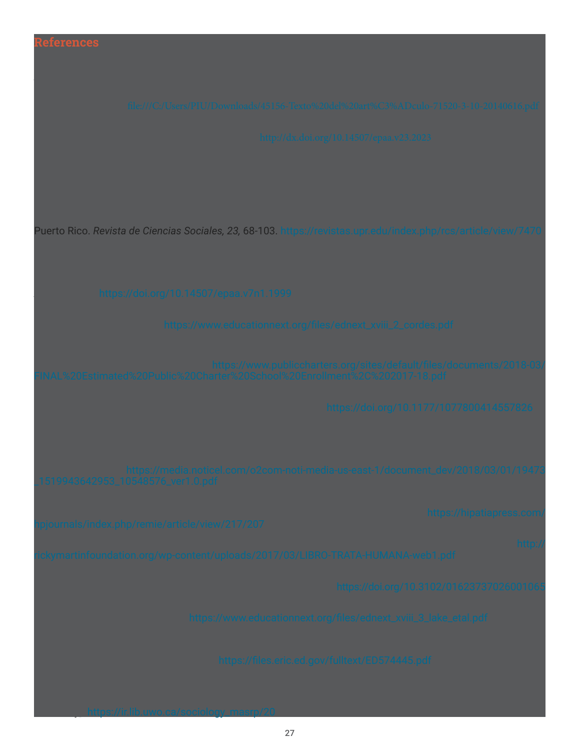## References

file:///C:/Users/PIU/Downloads/45156-Texto%20del%20art%C3%ADculo-71520-3-10-20140616.pdf

http://dx.doi.org/10.14507/epaa.v23.2023

Puerto Rico. *Revista de Ciencias Sociales, 23,* 68-103. https://revistas.upr.edu/index.php/rcs/article/view/7470

https://doi.org/10.14507/epaa.v7n1.1999

https://www.educationnext.org/files/ednext_xviii_2_cordes.pdf

https://www.publiccharters.org/sites/default/files/documents/2018-03/FINAL%20Estimated%20Public%20Charter%20School%20Enrollment%2C%202017-18.pdf

https://doi.org/10.1177/1077800414557826

https://media.noticel.com/o2com-noti-media-us-east-1/document_dev/2018/03/01/19473_1519943642953_10548576_ver1.0.pdf

https://hipatiapress.com/hpjournals/index.php/remie/article/view/217/207

http://rickymartinfoundation.org/wp-content/uploads/2017/03/LIBRO-TRATA-HUMANA-web1.pdf

https://doi.org/10.3102/01623737026001065

https://www.educationnext.org/files/ednext_xviii_3_lake_etal.pdf

https://files.eric.ed.gov/fulltext/ED574445.pdf

https://ir.lib.uwo.ca/sociology_masrp/20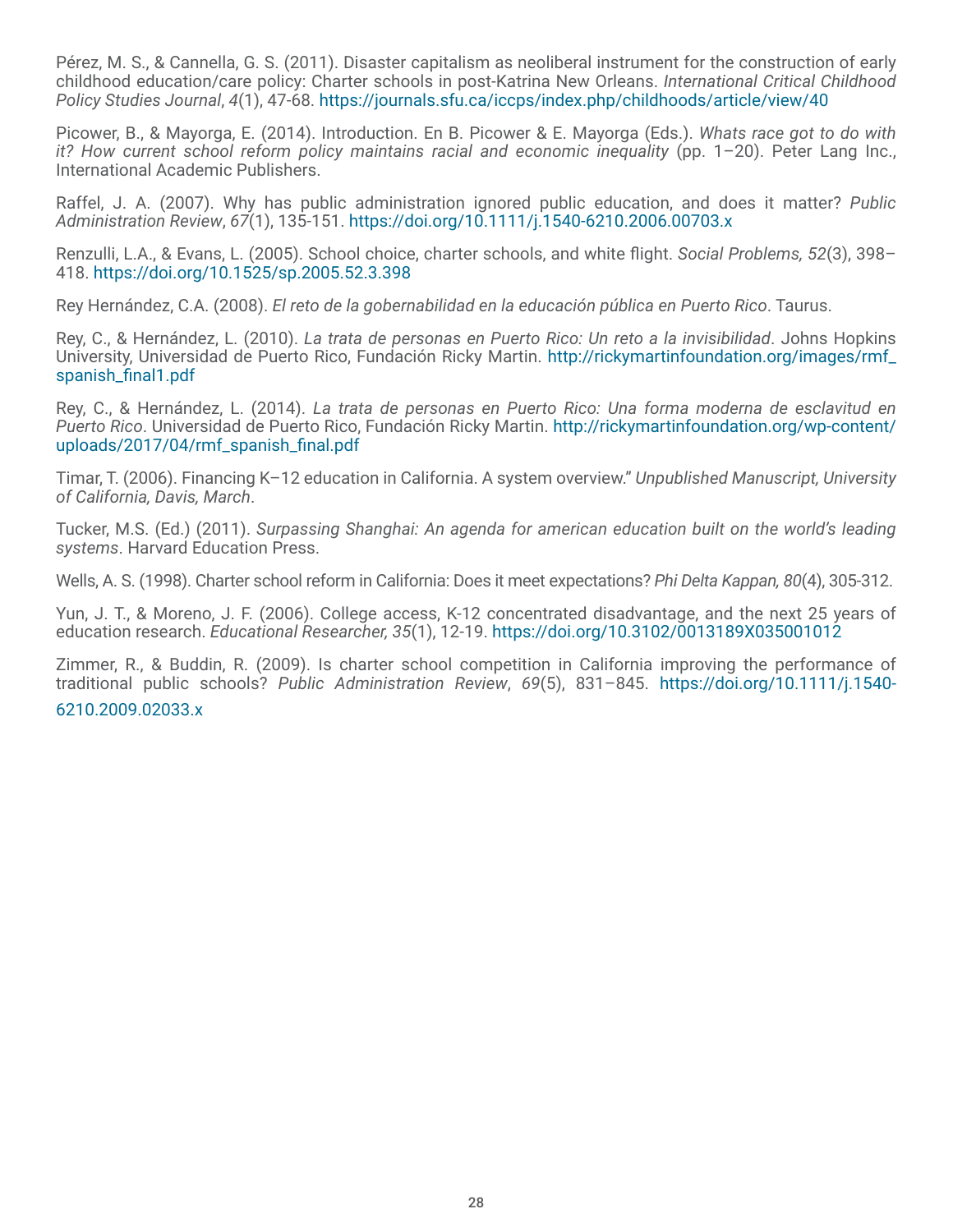Pérez, M. S., & Cannella, G. S. (2011). Disaster capitalism as neoliberal instrument for the construction of early childhood education/care policy: Charter schools in post-Katrina New Orleans. *International Critical Childhood Policy Studies Journal*, *4*(1), 47-68. https://journals.sfu.ca/iccps/index.php/childhoods/article/view/40

Picower, B., & Mayorga, E. (2014). Introduction. En B. Picower & E. Mayorga (Eds.). *Whats race got to do with it? How current school reform policy maintains racial and economic inequality* (pp. 1–20). Peter Lang Inc., International Academic Publishers.

Raffel, J. A. (2007). Why has public administration ignored public education, and does it matter? *Public Administration Review*, *67*(1), 135-151. https://doi.org/10.1111/j.1540-6210.2006.00703.x

Renzulli, L.A., & Evans, L. (2005). School choice, charter schools, and white flight. *Social Problems, 52*(3), 398–418. https://doi.org/10.1525/sp.2005.52.3.398

Rey Hernández, C.A. (2008). *El reto de la gobernabilidad en la educación pública en Puerto Rico*. Taurus.

Rey, C., & Hernández, L. (2010). *La trata de personas en Puerto Rico: Un reto a la invisibilidad*. Johns Hopkins University, Universidad de Puerto Rico, Fundación Ricky Martin. http://rickymartinfoundation.org/images/rmf_spanish_final1.pdf

Rey, C., & Hernández, L. (2014). *La trata de personas en Puerto Rico: Una forma moderna de esclavitud en Puerto Rico*. Universidad de Puerto Rico, Fundación Ricky Martin. http://rickymartinfoundation.org/wp-content/uploads/2017/04/rmf_spanish_final.pdf

Timar, T. (2006). Financing K–12 education in California. A system overview." *Unpublished Manuscript, University of California, Davis, March*.

Tucker, M.S. (Ed.) (2011). *Surpassing Shanghai: An agenda for american education built on the world's leading systems*. Harvard Education Press.

Wells, A. S. (1998). Charter school reform in California: Does it meet expectations? *Phi Delta Kappan, 80*(4), 305-312.

Yun, J. T., & Moreno, J. F. (2006). College access, K-12 concentrated disadvantage, and the next 25 years of education research. *Educational Researcher, 35*(1), 12-19. https://doi.org/10.3102/0013189X035001012

Zimmer, R., & Buddin, R. (2009). Is charter school competition in California improving the performance of traditional public schools? *Public Administration Review*, *69*(5), 831–845. https://doi.org/10.1111/j.1540-6210.2009.02033.x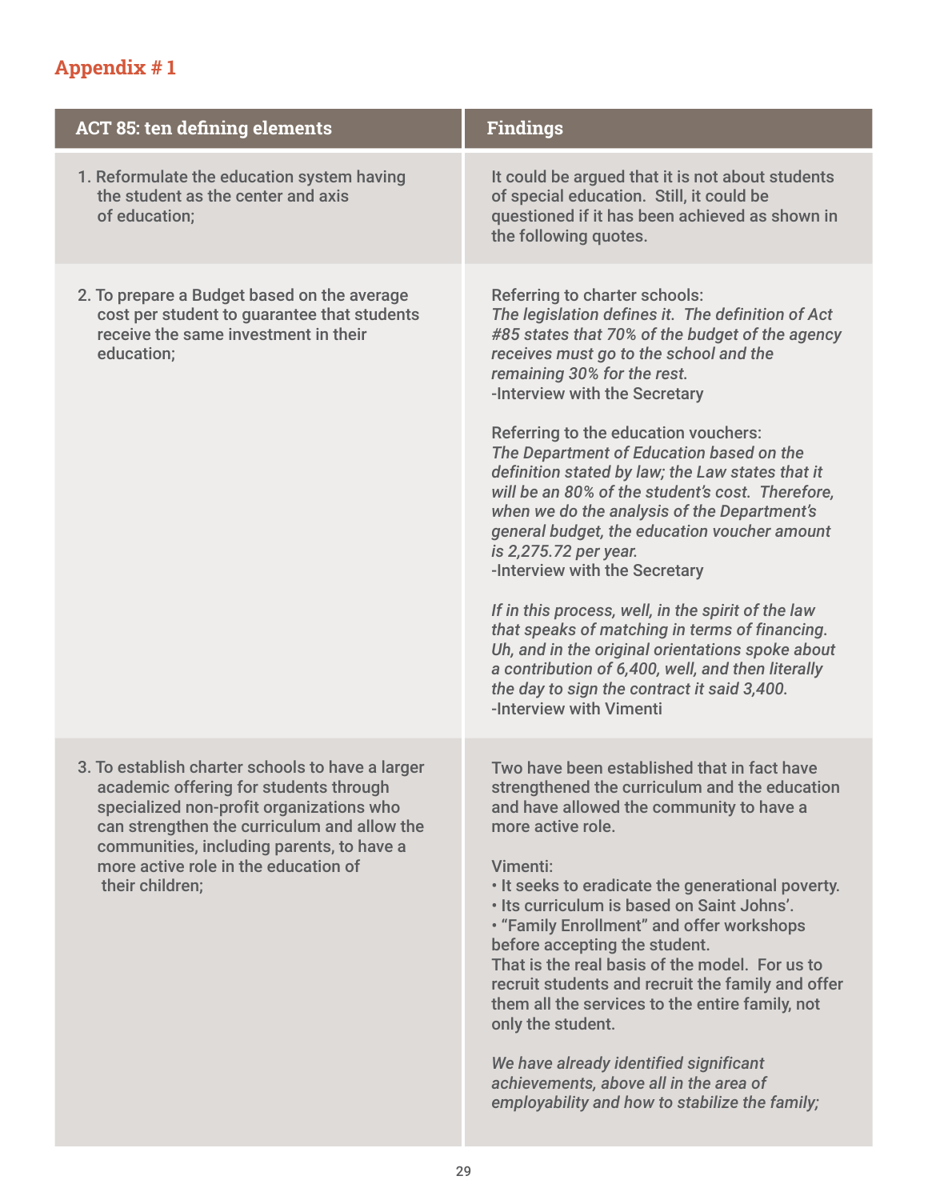## Appendix # 1

| ACT 85: ten defining elements | Findings |
|---|---|
| 1. Reformulate the education system having the student as the center and axis of education; | It could be argued that it is not about students of special education. Still, it could be questioned if it has been achieved as shown in the following quotes. |
| 2. To prepare a Budget based on the average cost per student to guarantee that students receive the same investment in their education; | Referring to charter schools:<br>*The legislation defines it. The definition of Act #85 states that 70% of the budget of the agency receives must go to the school and the remaining 30% for the rest.*<br>-Interview with the Secretary<br><br>Referring to the education vouchers:<br>*The Department of Education based on the definition stated by law; the Law states that it will be an 80% of the student's cost. Therefore, when we do the analysis of the Department's general budget, the education voucher amount is 2,275.72 per year.*<br>-Interview with the Secretary<br><br>*If in this process, well, in the spirit of the law that speaks of matching in terms of financing. Uh, and in the original orientations spoke about a contribution of 6,400, well, and then literally the day to sign the contract it said 3,400.*<br>-Interview with Vimenti |
| 3. To establish charter schools to have a larger academic offering for students through specialized non-profit organizations who can strengthen the curriculum and allow the communities, including parents, to have a more active role in the education of their children; | Two have been established that in fact have strengthened the curriculum and the education and have allowed the community to have a more active role.<br><br>Vimenti:<br>• It seeks to eradicate the generational poverty.<br>• Its curriculum is based on Saint Johns'.<br>• "Family Enrollment" and offer workshops before accepting the student.<br>That is the real basis of the model. For us to recruit students and recruit the family and offer them all the services to the entire family, not only the student.<br><br>*We have already identified significant achievements, above all in the area of employability and how to stabilize the family;* |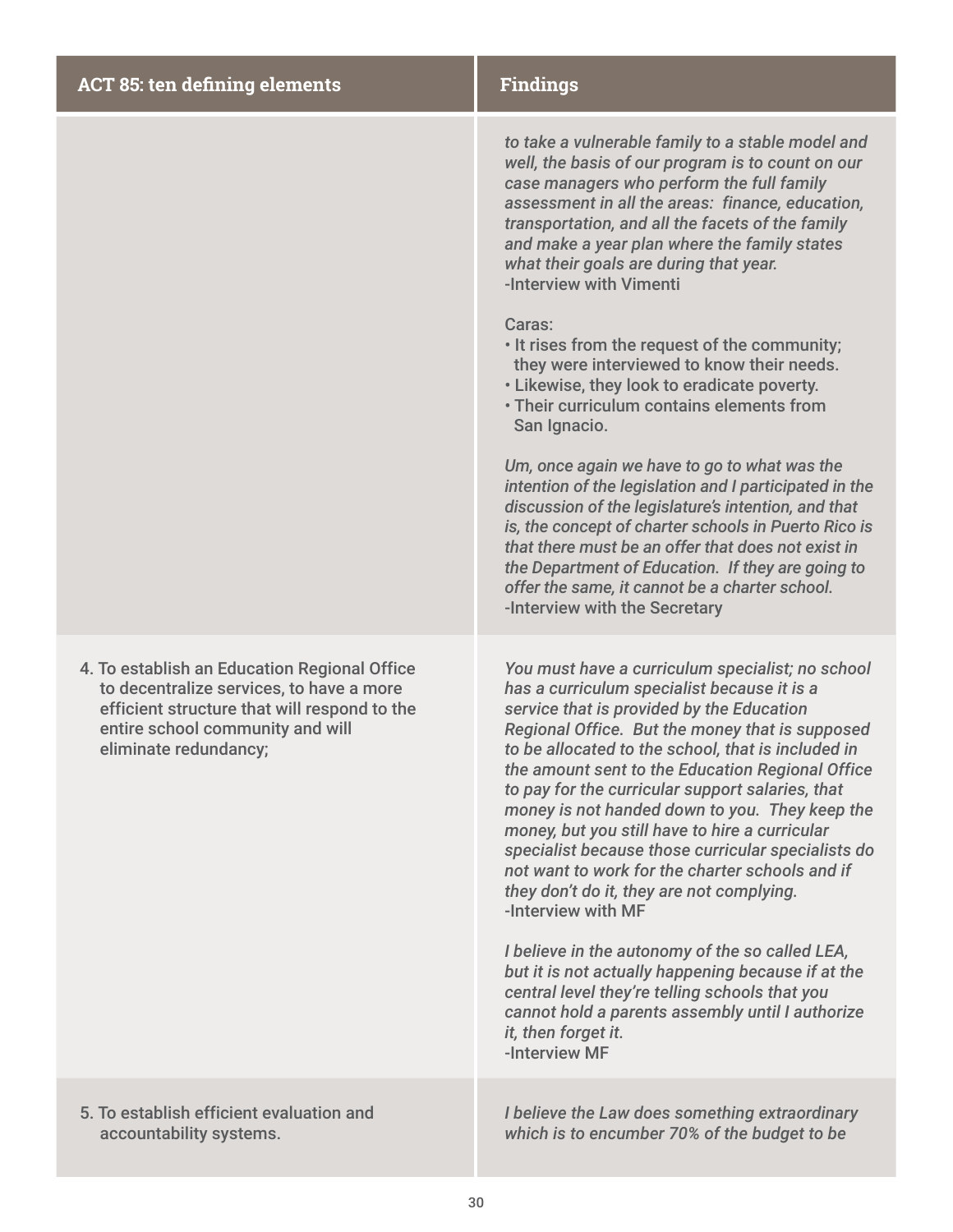| ACT 85: ten defining elements | Findings |
| --- | --- |
| | *to take a vulnerable family to a stable model and well, the basis of our program is to count on our case managers who perform the full family assessment in all the areas: finance, education, transportation, and all the facets of the family and make a year plan where the family states what their goals are during that year.*<br>-Interview with Vimenti<br><br>Caras:<br>• It rises from the request of the community; they were interviewed to know their needs.<br>• Likewise, they look to eradicate poverty.<br>• Their curriculum contains elements from San Ignacio.<br><br>*Um, once again we have to go to what was the intention of the legislation and I participated in the discussion of the legislature's intention, and that is, the concept of charter schools in Puerto Rico is that there must be an offer that does not exist in the Department of Education. If they are going to offer the same, it cannot be a charter school.*<br>-Interview with the Secretary |
| 4. To establish an Education Regional Office to decentralize services, to have a more efficient structure that will respond to the entire school community and will eliminate redundancy; | *You must have a curriculum specialist; no school has a curriculum specialist because it is a service that is provided by the Education Regional Office. But the money that is supposed to be allocated to the school, that is included in the amount sent to the Education Regional Office to pay for the curricular support salaries, that money is not handed down to you. They keep the money, but you still have to hire a curricular specialist because those curricular specialists do not want to work for the charter schools and if they don't do it, they are not complying.*<br>-Interview with MF<br><br>*I believe in the autonomy of the so called LEA, but it is not actually happening because if at the central level they're telling schools that you cannot hold a parents assembly until I authorize it, then forget it.*<br>-Interview MF |
| 5. To establish efficient evaluation and accountability systems. | *I believe the Law does something extraordinary which is to encumber 70% of the budget to be* |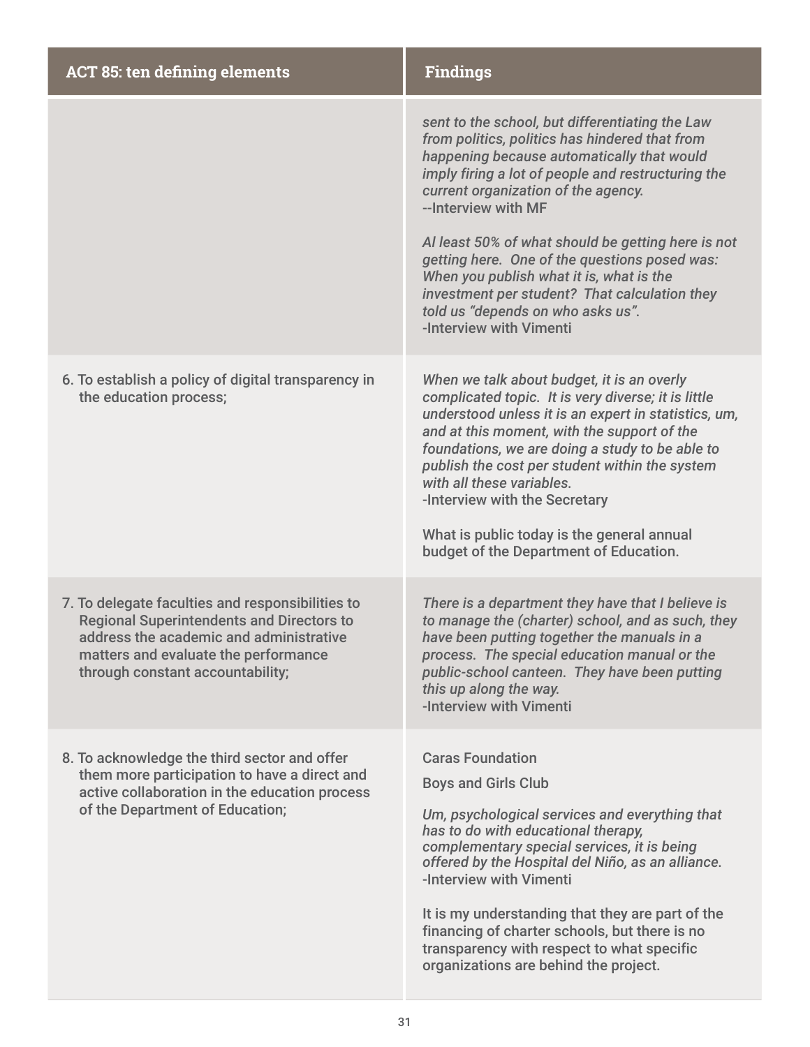| ACT 85: ten defining elements | Findings |
| --- | --- |
| | *sent to the school, but differentiating the Law from politics, politics has hindered that from happening because automatically that would imply firing a lot of people and restructuring the current organization of the agency.*<br>--Interview with MF<br><br>*Al least 50% of what should be getting here is not getting here. One of the questions posed was: When you publish what it is, what is the investment per student? That calculation they told us "depends on who asks us".*<br>-Interview with Vimenti |
| 6. To establish a policy of digital transparency in the education process; | *When we talk about budget, it is an overly complicated topic. It is very diverse; it is little understood unless it is an expert in statistics, um, and at this moment, with the support of the foundations, we are doing a study to be able to publish the cost per student within the system with all these variables.*<br>-Interview with the Secretary<br><br>What is public today is the general annual budget of the Department of Education. |
| 7. To delegate faculties and responsibilities to Regional Superintendents and Directors to address the academic and administrative matters and evaluate the performance through constant accountability; | *There is a department they have that I believe is to manage the (charter) school, and as such, they have been putting together the manuals in a process. The special education manual or the public-school canteen. They have been putting this up along the way.*<br>-Interview with Vimenti |
| 8. To acknowledge the third sector and offer them more participation to have a direct and active collaboration in the education process of the Department of Education; | Caras Foundation<br><br>Boys and Girls Club<br><br>*Um, psychological services and everything that has to do with educational therapy, complementary special services, it is being offered by the Hospital del Niño, as an alliance.*<br>-Interview with Vimenti<br><br>It is my understanding that they are part of the financing of charter schools, but there is no transparency with respect to what specific organizations are behind the project. |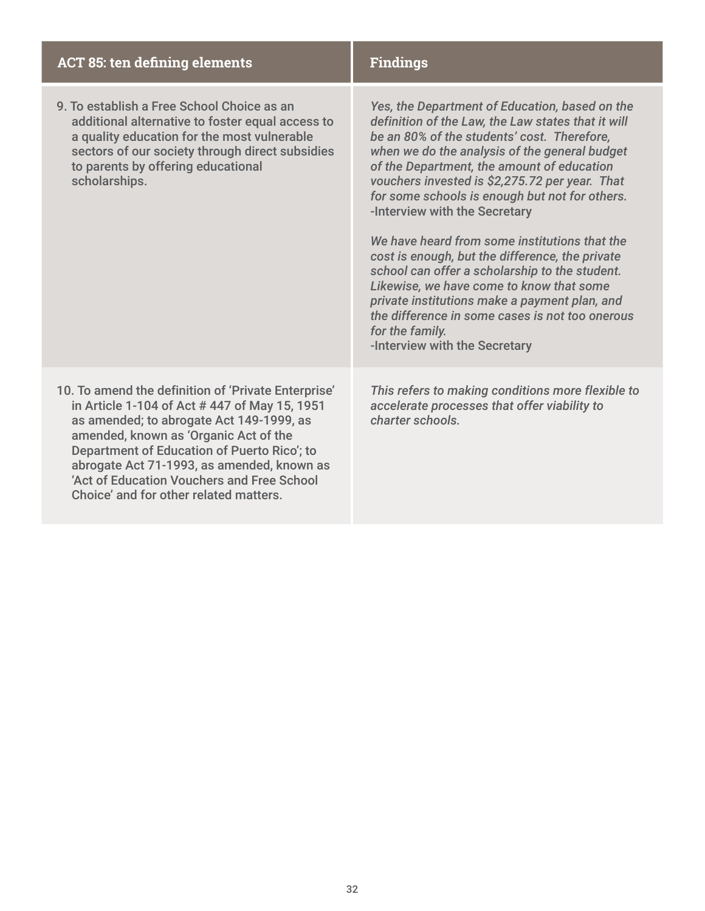| ACT 85: ten defining elements | Findings |
| --- | --- |
| 9. To establish a Free School Choice as an additional alternative to foster equal access to a quality education for the most vulnerable sectors of our society through direct subsidies to parents by offering educational scholarships. | *Yes, the Department of Education, based on the definition of the Law, the Law states that it will be an 80% of the students' cost. Therefore, when we do the analysis of the general budget of the Department, the amount of education vouchers invested is $2,275.72 per year. That for some schools is enough but not for others.*<br>-Interview with the Secretary<br><br>*We have heard from some institutions that the cost is enough, but the difference, the private school can offer a scholarship to the student. Likewise, we have come to know that some private institutions make a payment plan, and the difference in some cases is not too onerous for the family.*<br>-Interview with the Secretary |
| 10. To amend the definition of 'Private Enterprise' in Article 1-104 of Act # 447 of May 15, 1951 as amended; to abrogate Act 149-1999, as amended, known as 'Organic Act of the Department of Education of Puerto Rico'; to abrogate Act 71-1993, as amended, known as 'Act of Education Vouchers and Free School Choice' and for other related matters. | *This refers to making conditions more flexible to accelerate processes that offer viability to charter schools.* |